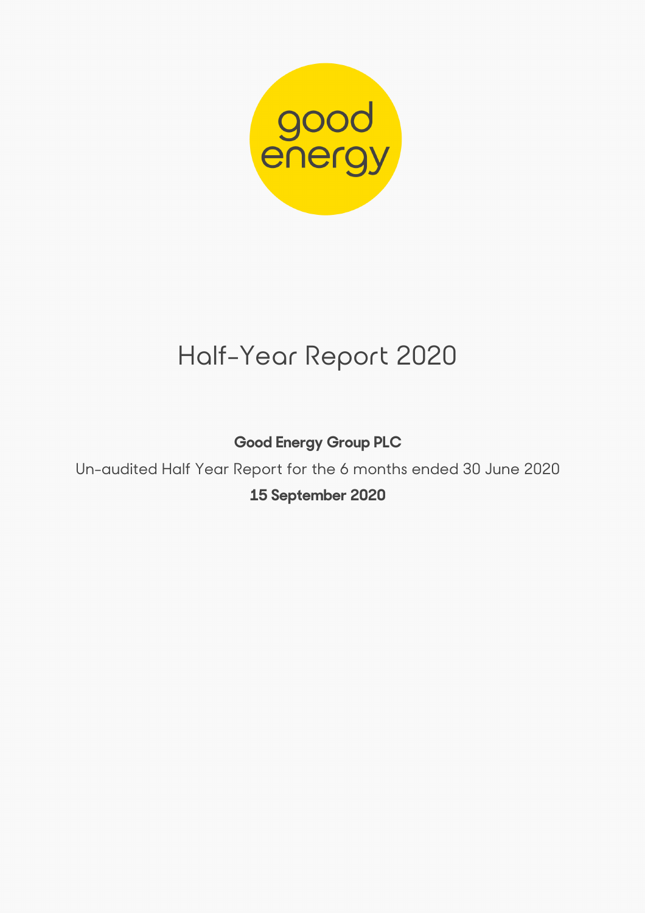good energy

# Half-Year Report 2020

**Good Energy Group PLC**

Un-audited Half Year Report for the 6 months ended 30 June 2020

**15 September 2020**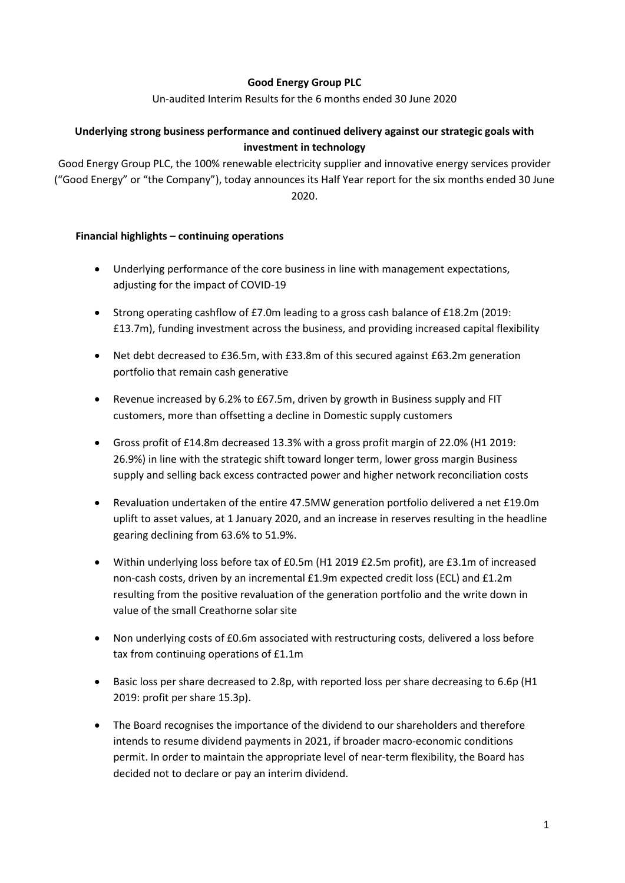**Good Energy Group PLC**

Un-audited Interim Results for the 6 months ended 30 June 2020

**Underlying strong business performance and continued delivery against our strategic goals with investment in technology**

Good Energy Group PLC, the 100% renewable electricity supplier and innovative energy services provider ("Good Energy" or "the Company"), today announces its Half Year report for the six months ended 30 June 2020.

**Financial highlights – continuing operations**

- Underlying performance of the core business in line with management expectations, adjusting for the impact of COVID-19
- Strong operating cashflow of £7.0m leading to a gross cash balance of £18.2m (2019: £13.7m), funding investment across the business, and providing increased capital flexibility
- Net debt decreased to £36.5m, with £33.8m of this secured against £63.2m generation portfolio that remain cash generative
- Revenue increased by 6.2% to £67.5m, driven by growth in Business supply and FIT customers, more than offsetting a decline in Domestic supply customers
- Gross profit of £14.8m decreased 13.3% with a gross profit margin of 22.0% (H1 2019: 26.9%) in line with the strategic shift toward longer term, lower gross margin Business supply and selling back excess contracted power and higher network reconciliation costs
- Revaluation undertaken of the entire 47.5MW generation portfolio delivered a net £19.0m uplift to asset values, at 1 January 2020, and an increase in reserves resulting in the headline gearing declining from 63.6% to 51.9%.
- Within underlying loss before tax of £0.5m (H1 2019 £2.5m profit), are £3.1m of increased non-cash costs, driven by an incremental £1.9m expected credit loss (ECL) and £1.2m resulting from the positive revaluation of the generation portfolio and the write down in value of the small Creathorne solar site
- Non underlying costs of £0.6m associated with restructuring costs, delivered a loss before tax from continuing operations of £1.1m
- Basic loss per share decreased to 2.8p, with reported loss per share decreasing to 6.6p (H1 2019: profit per share 15.3p).
- The Board recognises the importance of the dividend to our shareholders and therefore intends to resume dividend payments in 2021, if broader macro-economic conditions permit. In order to maintain the appropriate level of near-term flexibility, the Board has decided not to declare or pay an interim dividend.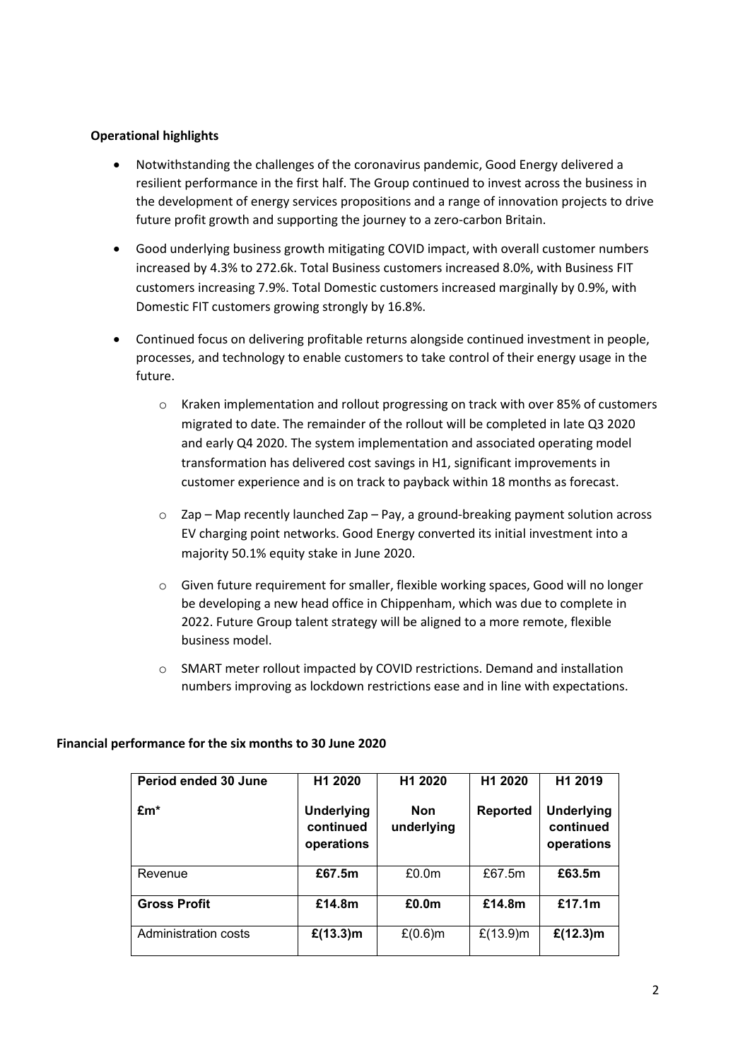**Operational highlights**

- Notwithstanding the challenges of the coronavirus pandemic, Good Energy delivered a resilient performance in the first half. The Group continued to invest across the business in the development of energy services propositions and a range of innovation projects to drive future profit growth and supporting the journey to a zero-carbon Britain.
- Good underlying business growth mitigating COVID impact, with overall customer numbers increased by 4.3% to 272.6k. Total Business customers increased 8.0%, with Business FIT customers increasing 7.9%. Total Domestic customers increased marginally by 0.9%, with Domestic FIT customers growing strongly by 16.8%.
- Continued focus on delivering profitable returns alongside continued investment in people, processes, and technology to enable customers to take control of their energy usage in the future.
  - Kraken implementation and rollout progressing on track with over 85% of customers migrated to date. The remainder of the rollout will be completed in late Q3 2020 and early Q4 2020. The system implementation and associated operating model transformation has delivered cost savings in H1, significant improvements in customer experience and is on track to payback within 18 months as forecast.
  - Zap – Map recently launched Zap – Pay, a ground-breaking payment solution across EV charging point networks. Good Energy converted its initial investment into a majority 50.1% equity stake in June 2020.
  - Given future requirement for smaller, flexible working spaces, Good will no longer be developing a new head office in Chippenham, which was due to complete in 2022. Future Group talent strategy will be aligned to a more remote, flexible business model.
  - SMART meter rollout impacted by COVID restrictions. Demand and installation numbers improving as lockdown restrictions ease and in line with expectations.

**Financial performance for the six months to 30 June 2020**

| **Period ended 30 June**<br><br>**£m*** | **H1 2020**<br><br>**Underlying continued operations** | **H1 2020**<br><br>**Non underlying** | **H1 2020**<br><br>**Reported** | **H1 2019**<br><br>**Underlying continued operations** |
|---|---|---|---|---|
| Revenue | **£67.5m** | £0.0m | £67.5m | **£63.5m** |
| **Gross Profit** | **£14.8m** | **£0.0m** | **£14.8m** | **£17.1m** |
| Administration costs | **£(13.3)m** | £(0.6)m | £(13.9)m | **£(12.3)m** |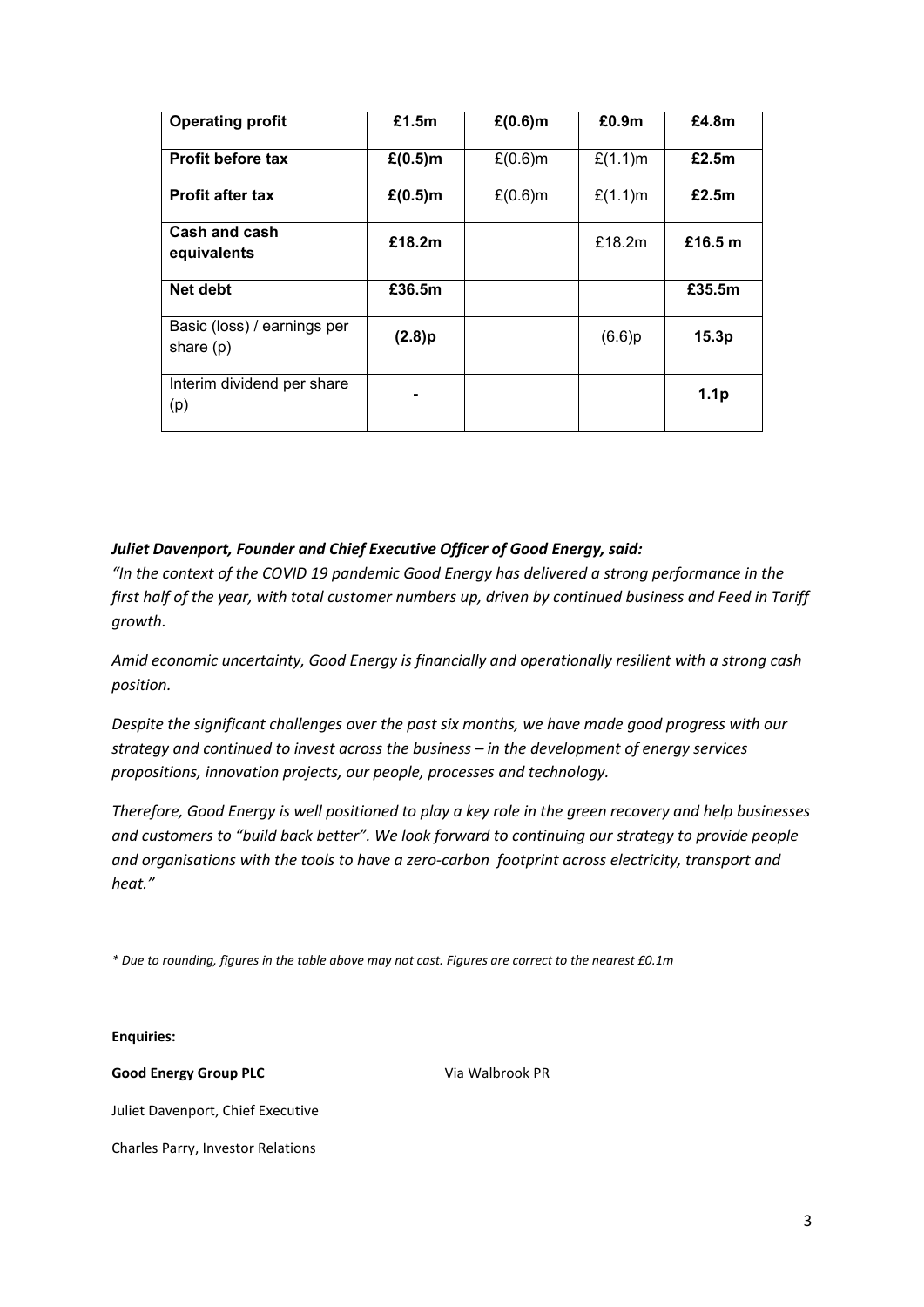| **Operating profit** | **£1.5m** | **£(0.6)m** | **£0.9m** | **£4.8m** |
| --- | --- | --- | --- | --- |
| **Profit before tax** | **£(0.5)m** | £(0.6)m | £(1.1)m | **£2.5m** |
| **Profit after tax** | **£(0.5)m** | £(0.6)m | £(1.1)m | **£2.5m** |
| **Cash and cash equivalents** | **£18.2m** | | £18.2m | **£16.5 m** |
| **Net debt** | **£36.5m** | | | **£35.5m** |
| Basic (loss) / earnings per share (p) | **(2.8)p** | | (6.6)p | **15.3p** |
| Interim dividend per share (p) | **-** | | | **1.1p** |

***Juliet Davenport, Founder and Chief Executive Officer of Good Energy, said:***

*"In the context of the COVID 19 pandemic Good Energy has delivered a strong performance in the first half of the year, with total customer numbers up, driven by continued business and Feed in Tariff growth.*

*Amid economic uncertainty, Good Energy is financially and operationally resilient with a strong cash position.*

*Despite the significant challenges over the past six months, we have made good progress with our strategy and continued to invest across the business – in the development of energy services propositions, innovation projects, our people, processes and technology.*

*Therefore, Good Energy is well positioned to play a key role in the green recovery and help businesses and customers to "build back better". We look forward to continuing our strategy to provide people and organisations with the tools to have a zero-carbon footprint across electricity, transport and heat."*

*\* Due to rounding, figures in the table above may not cast. Figures are correct to the nearest £0.1m*

**Enquiries:**

**Good Energy Group PLC** Via Walbrook PR

Juliet Davenport, Chief Executive

Charles Parry, Investor Relations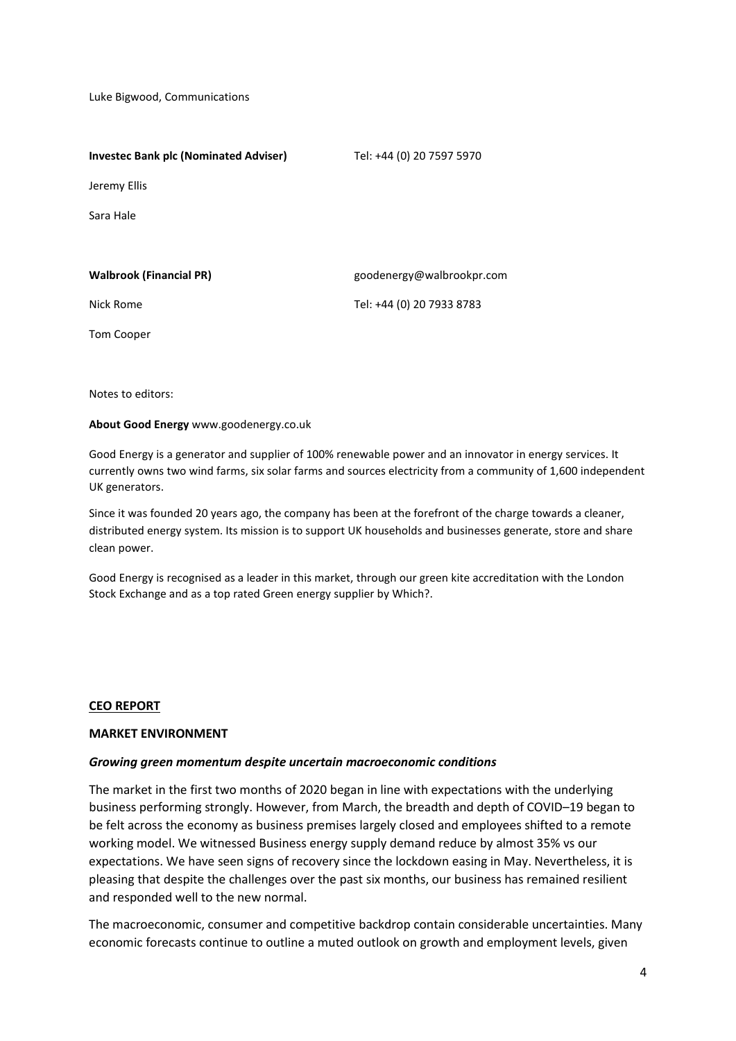Luke Bigwood, Communications

| | |
|---|---|
| **Investec Bank plc (Nominated Adviser)** | Tel: +44 (0) 20 7597 5970 |
| Jeremy Ellis | |
| Sara Hale | |
| | |
| **Walbrook (Financial PR)** | goodenergy@walbrookpr.com |
| Nick Rome | Tel: +44 (0) 20 7933 8783 |
| Tom Cooper | |

Notes to editors:

**About Good Energy** www.goodenergy.co.uk

Good Energy is a generator and supplier of 100% renewable power and an innovator in energy services. It currently owns two wind farms, six solar farms and sources electricity from a community of 1,600 independent UK generators.

Since it was founded 20 years ago, the company has been at the forefront of the charge towards a cleaner, distributed energy system. Its mission is to support UK households and businesses generate, store and share clean power.

Good Energy is recognised as a leader in this market, through our green kite accreditation with the London Stock Exchange and as a top rated Green energy supplier by Which?.

## CEO REPORT

### MARKET ENVIRONMENT

#### *Growing green momentum despite uncertain macroeconomic conditions*

The market in the first two months of 2020 began in line with expectations with the underlying business performing strongly. However, from March, the breadth and depth of COVID–19 began to be felt across the economy as business premises largely closed and employees shifted to a remote working model. We witnessed Business energy supply demand reduce by almost 35% vs our expectations. We have seen signs of recovery since the lockdown easing in May. Nevertheless, it is pleasing that despite the challenges over the past six months, our business has remained resilient and responded well to the new normal.

The macroeconomic, consumer and competitive backdrop contain considerable uncertainties. Many economic forecasts continue to outline a muted outlook on growth and employment levels, given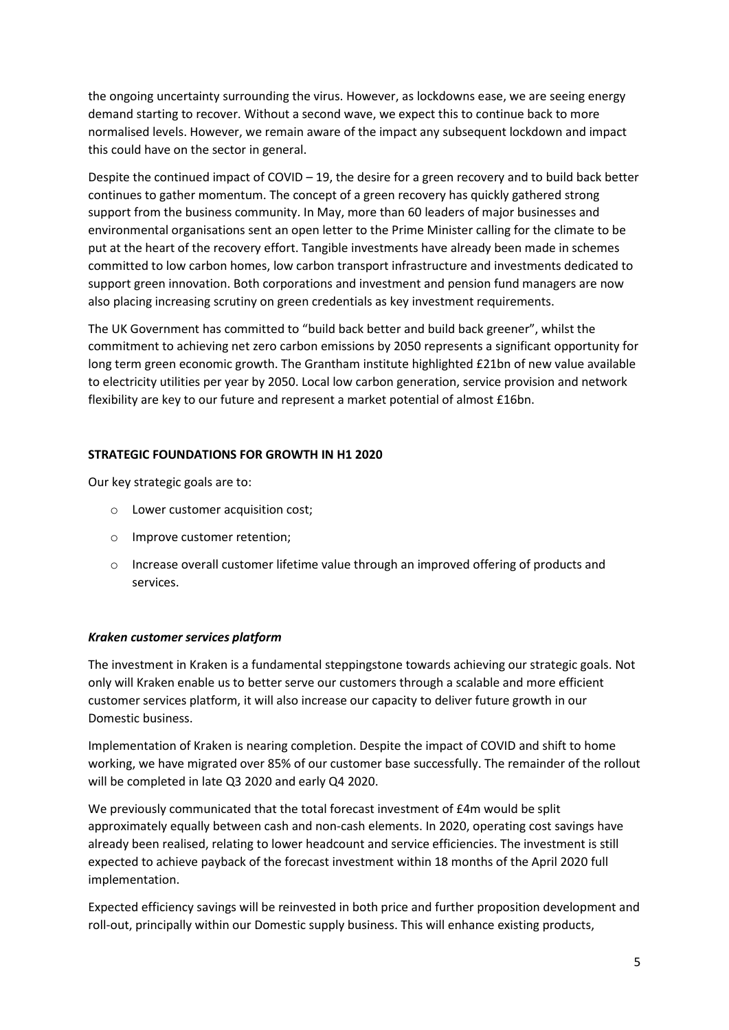the ongoing uncertainty surrounding the virus. However, as lockdowns ease, we are seeing energy demand starting to recover. Without a second wave, we expect this to continue back to more normalised levels. However, we remain aware of the impact any subsequent lockdown and impact this could have on the sector in general.

Despite the continued impact of COVID – 19, the desire for a green recovery and to build back better continues to gather momentum. The concept of a green recovery has quickly gathered strong support from the business community. In May, more than 60 leaders of major businesses and environmental organisations sent an open letter to the Prime Minister calling for the climate to be put at the heart of the recovery effort. Tangible investments have already been made in schemes committed to low carbon homes, low carbon transport infrastructure and investments dedicated to support green innovation. Both corporations and investment and pension fund managers are now also placing increasing scrutiny on green credentials as key investment requirements.

The UK Government has committed to "build back better and build back greener", whilst the commitment to achieving net zero carbon emissions by 2050 represents a significant opportunity for long term green economic growth. The Grantham institute highlighted £21bn of new value available to electricity utilities per year by 2050. Local low carbon generation, service provision and network flexibility are key to our future and represent a market potential of almost £16bn.

**STRATEGIC FOUNDATIONS FOR GROWTH IN H1 2020**

Our key strategic goals are to:

- Lower customer acquisition cost;
- Improve customer retention;
- Increase overall customer lifetime value through an improved offering of products and services.

***Kraken customer services platform***

The investment in Kraken is a fundamental steppingstone towards achieving our strategic goals. Not only will Kraken enable us to better serve our customers through a scalable and more efficient customer services platform, it will also increase our capacity to deliver future growth in our Domestic business.

Implementation of Kraken is nearing completion. Despite the impact of COVID and shift to home working, we have migrated over 85% of our customer base successfully. The remainder of the rollout will be completed in late Q3 2020 and early Q4 2020.

We previously communicated that the total forecast investment of £4m would be split approximately equally between cash and non-cash elements. In 2020, operating cost savings have already been realised, relating to lower headcount and service efficiencies. The investment is still expected to achieve payback of the forecast investment within 18 months of the April 2020 full implementation.

Expected efficiency savings will be reinvested in both price and further proposition development and roll-out, principally within our Domestic supply business. This will enhance existing products,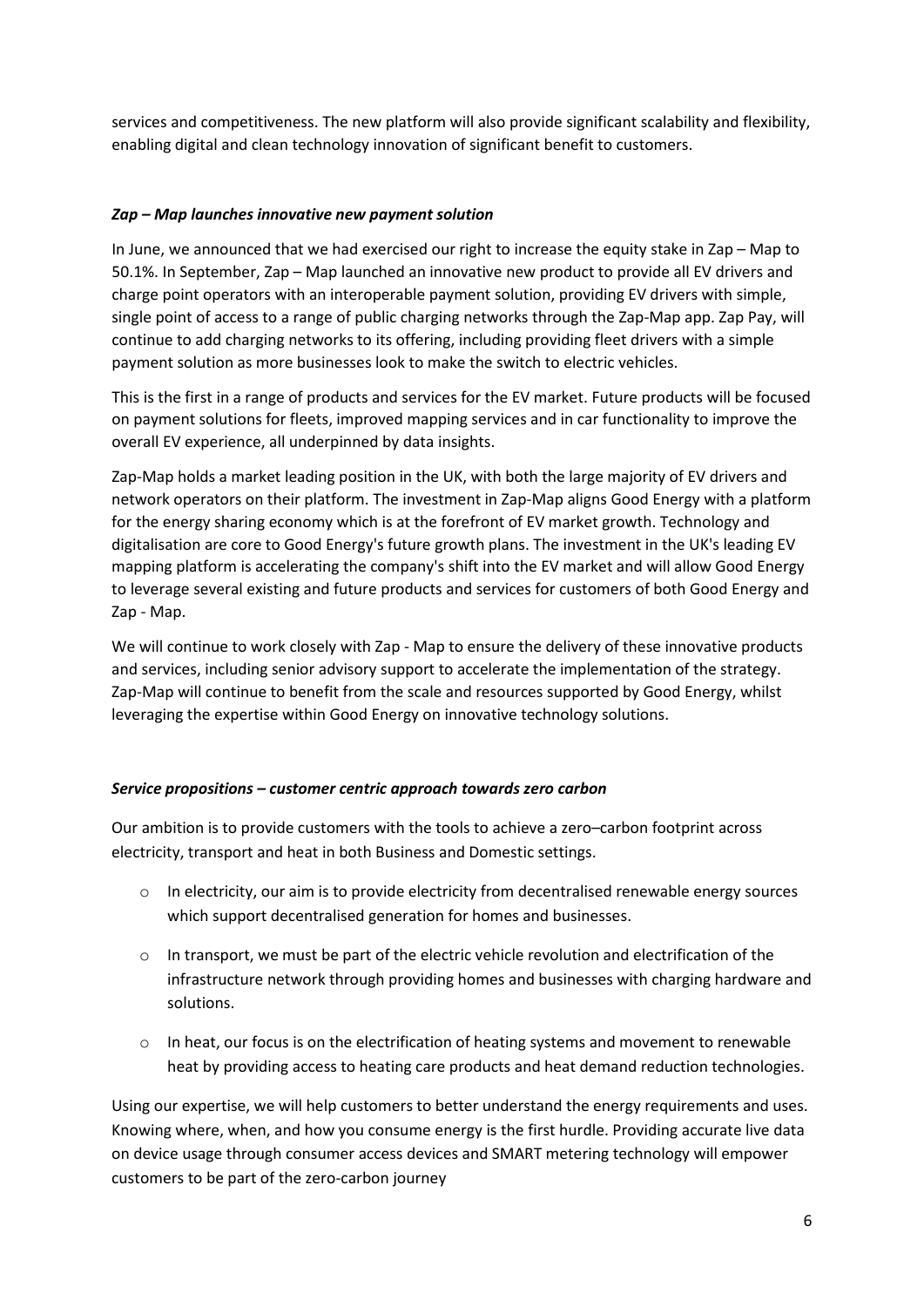services and competitiveness. The new platform will also provide significant scalability and flexibility, enabling digital and clean technology innovation of significant benefit to customers.

***Zap – Map launches innovative new payment solution***

In June, we announced that we had exercised our right to increase the equity stake in Zap – Map to 50.1%. In September, Zap – Map launched an innovative new product to provide all EV drivers and charge point operators with an interoperable payment solution, providing EV drivers with simple, single point of access to a range of public charging networks through the Zap-Map app. Zap Pay, will continue to add charging networks to its offering, including providing fleet drivers with a simple payment solution as more businesses look to make the switch to electric vehicles.

This is the first in a range of products and services for the EV market. Future products will be focused on payment solutions for fleets, improved mapping services and in car functionality to improve the overall EV experience, all underpinned by data insights.

Zap-Map holds a market leading position in the UK, with both the large majority of EV drivers and network operators on their platform. The investment in Zap-Map aligns Good Energy with a platform for the energy sharing economy which is at the forefront of EV market growth. Technology and digitalisation are core to Good Energy's future growth plans. The investment in the UK's leading EV mapping platform is accelerating the company's shift into the EV market and will allow Good Energy to leverage several existing and future products and services for customers of both Good Energy and Zap - Map.

We will continue to work closely with Zap - Map to ensure the delivery of these innovative products and services, including senior advisory support to accelerate the implementation of the strategy. Zap-Map will continue to benefit from the scale and resources supported by Good Energy, whilst leveraging the expertise within Good Energy on innovative technology solutions.

***Service propositions – customer centric approach towards zero carbon***

Our ambition is to provide customers with the tools to achieve a zero–carbon footprint across electricity, transport and heat in both Business and Domestic settings.

- In electricity, our aim is to provide electricity from decentralised renewable energy sources which support decentralised generation for homes and businesses.
- In transport, we must be part of the electric vehicle revolution and electrification of the infrastructure network through providing homes and businesses with charging hardware and solutions.
- In heat, our focus is on the electrification of heating systems and movement to renewable heat by providing access to heating care products and heat demand reduction technologies.

Using our expertise, we will help customers to better understand the energy requirements and uses. Knowing where, when, and how you consume energy is the first hurdle. Providing accurate live data on device usage through consumer access devices and SMART metering technology will empower customers to be part of the zero-carbon journey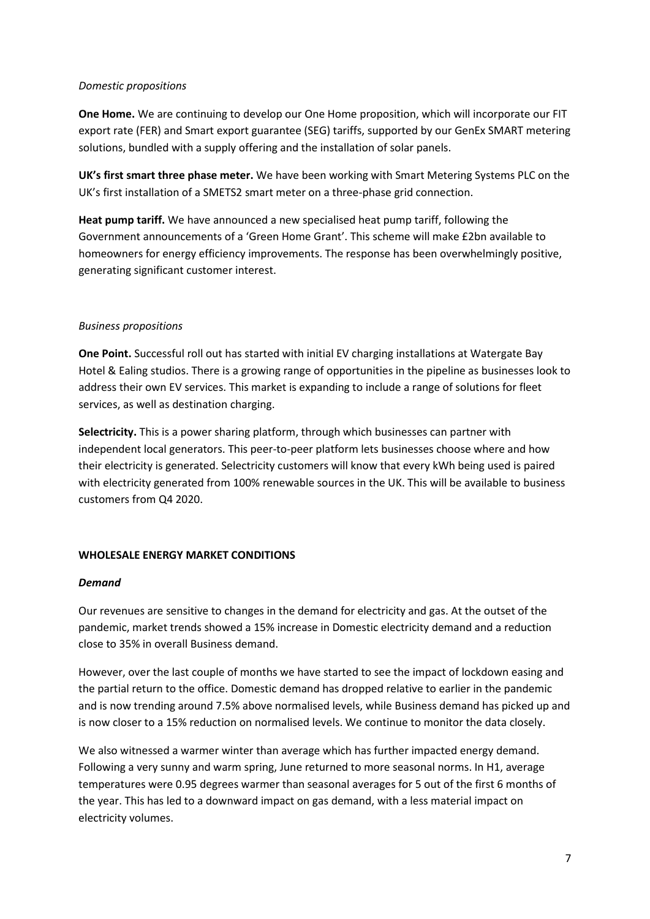*Domestic propositions*

**One Home.** We are continuing to develop our One Home proposition, which will incorporate our FIT export rate (FER) and Smart export guarantee (SEG) tariffs, supported by our GenEx SMART metering solutions, bundled with a supply offering and the installation of solar panels.

**UK's first smart three phase meter.** We have been working with Smart Metering Systems PLC on the UK's first installation of a SMETS2 smart meter on a three-phase grid connection.

**Heat pump tariff.** We have announced a new specialised heat pump tariff, following the Government announcements of a 'Green Home Grant'. This scheme will make £2bn available to homeowners for energy efficiency improvements. The response has been overwhelmingly positive, generating significant customer interest.

*Business propositions*

**One Point.** Successful roll out has started with initial EV charging installations at Watergate Bay Hotel & Ealing studios. There is a growing range of opportunities in the pipeline as businesses look to address their own EV services. This market is expanding to include a range of solutions for fleet services, as well as destination charging.

**Selectricity.** This is a power sharing platform, through which businesses can partner with independent local generators. This peer-to-peer platform lets businesses choose where and how their electricity is generated. Selectricity customers will know that every kWh being used is paired with electricity generated from 100% renewable sources in the UK. This will be available to business customers from Q4 2020.

**WHOLESALE ENERGY MARKET CONDITIONS**

***Demand***

Our revenues are sensitive to changes in the demand for electricity and gas. At the outset of the pandemic, market trends showed a 15% increase in Domestic electricity demand and a reduction close to 35% in overall Business demand.

However, over the last couple of months we have started to see the impact of lockdown easing and the partial return to the office. Domestic demand has dropped relative to earlier in the pandemic and is now trending around 7.5% above normalised levels, while Business demand has picked up and is now closer to a 15% reduction on normalised levels. We continue to monitor the data closely.

We also witnessed a warmer winter than average which has further impacted energy demand. Following a very sunny and warm spring, June returned to more seasonal norms. In H1, average temperatures were 0.95 degrees warmer than seasonal averages for 5 out of the first 6 months of the year. This has led to a downward impact on gas demand, with a less material impact on electricity volumes.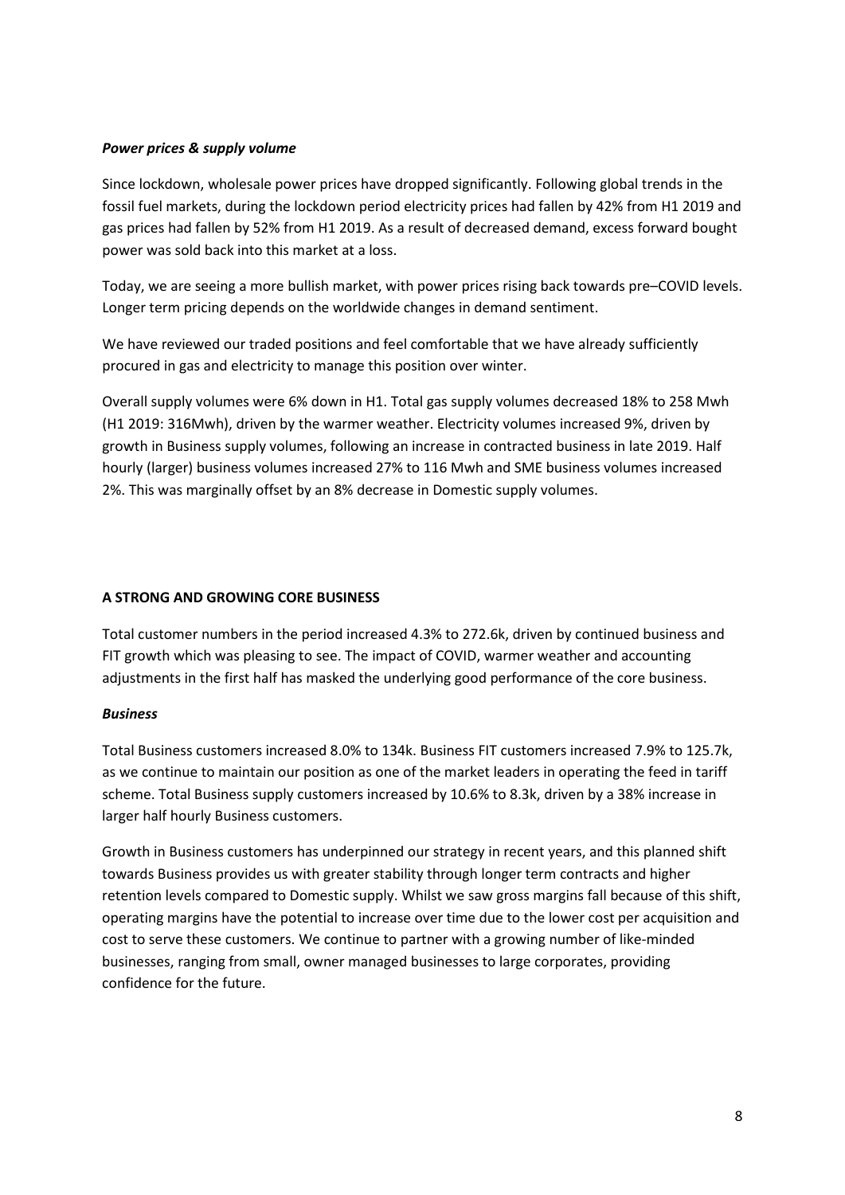***Power prices & supply volume***

Since lockdown, wholesale power prices have dropped significantly. Following global trends in the fossil fuel markets, during the lockdown period electricity prices had fallen by 42% from H1 2019 and gas prices had fallen by 52% from H1 2019. As a result of decreased demand, excess forward bought power was sold back into this market at a loss.

Today, we are seeing a more bullish market, with power prices rising back towards pre–COVID levels. Longer term pricing depends on the worldwide changes in demand sentiment.

We have reviewed our traded positions and feel comfortable that we have already sufficiently procured in gas and electricity to manage this position over winter.

Overall supply volumes were 6% down in H1. Total gas supply volumes decreased 18% to 258 Mwh (H1 2019: 316Mwh), driven by the warmer weather. Electricity volumes increased 9%, driven by growth in Business supply volumes, following an increase in contracted business in late 2019. Half hourly (larger) business volumes increased 27% to 116 Mwh and SME business volumes increased 2%. This was marginally offset by an 8% decrease in Domestic supply volumes.

**A STRONG AND GROWING CORE BUSINESS**

Total customer numbers in the period increased 4.3% to 272.6k, driven by continued business and FIT growth which was pleasing to see. The impact of COVID, warmer weather and accounting adjustments in the first half has masked the underlying good performance of the core business.

***Business***

Total Business customers increased 8.0% to 134k. Business FIT customers increased 7.9% to 125.7k, as we continue to maintain our position as one of the market leaders in operating the feed in tariff scheme. Total Business supply customers increased by 10.6% to 8.3k, driven by a 38% increase in larger half hourly Business customers.

Growth in Business customers has underpinned our strategy in recent years, and this planned shift towards Business provides us with greater stability through longer term contracts and higher retention levels compared to Domestic supply. Whilst we saw gross margins fall because of this shift, operating margins have the potential to increase over time due to the lower cost per acquisition and cost to serve these customers. We continue to partner with a growing number of like-minded businesses, ranging from small, owner managed businesses to large corporates, providing confidence for the future.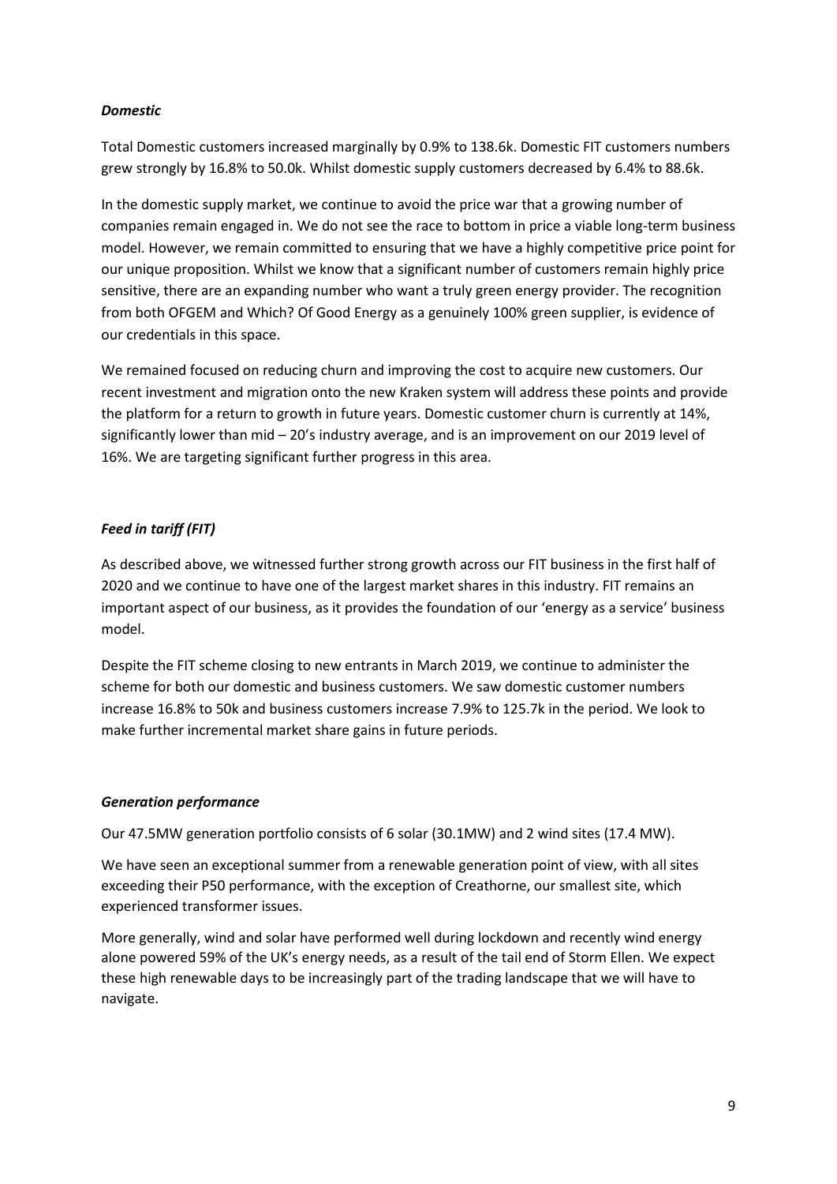### *Domestic*

Total Domestic customers increased marginally by 0.9% to 138.6k. Domestic FIT customers numbers grew strongly by 16.8% to 50.0k. Whilst domestic supply customers decreased by 6.4% to 88.6k.

In the domestic supply market, we continue to avoid the price war that a growing number of companies remain engaged in. We do not see the race to bottom in price a viable long-term business model. However, we remain committed to ensuring that we have a highly competitive price point for our unique proposition. Whilst we know that a significant number of customers remain highly price sensitive, there are an expanding number who want a truly green energy provider. The recognition from both OFGEM and Which? Of Good Energy as a genuinely 100% green supplier, is evidence of our credentials in this space.

We remained focused on reducing churn and improving the cost to acquire new customers. Our recent investment and migration onto the new Kraken system will address these points and provide the platform for a return to growth in future years. Domestic customer churn is currently at 14%, significantly lower than mid – 20's industry average, and is an improvement on our 2019 level of 16%. We are targeting significant further progress in this area.

### *Feed in tariff (FIT)*

As described above, we witnessed further strong growth across our FIT business in the first half of 2020 and we continue to have one of the largest market shares in this industry. FIT remains an important aspect of our business, as it provides the foundation of our 'energy as a service' business model.

Despite the FIT scheme closing to new entrants in March 2019, we continue to administer the scheme for both our domestic and business customers. We saw domestic customer numbers increase 16.8% to 50k and business customers increase 7.9% to 125.7k in the period. We look to make further incremental market share gains in future periods.

### *Generation performance*

Our 47.5MW generation portfolio consists of 6 solar (30.1MW) and 2 wind sites (17.4 MW).

We have seen an exceptional summer from a renewable generation point of view, with all sites exceeding their P50 performance, with the exception of Creathorne, our smallest site, which experienced transformer issues.

More generally, wind and solar have performed well during lockdown and recently wind energy alone powered 59% of the UK's energy needs, as a result of the tail end of Storm Ellen. We expect these high renewable days to be increasingly part of the trading landscape that we will have to navigate.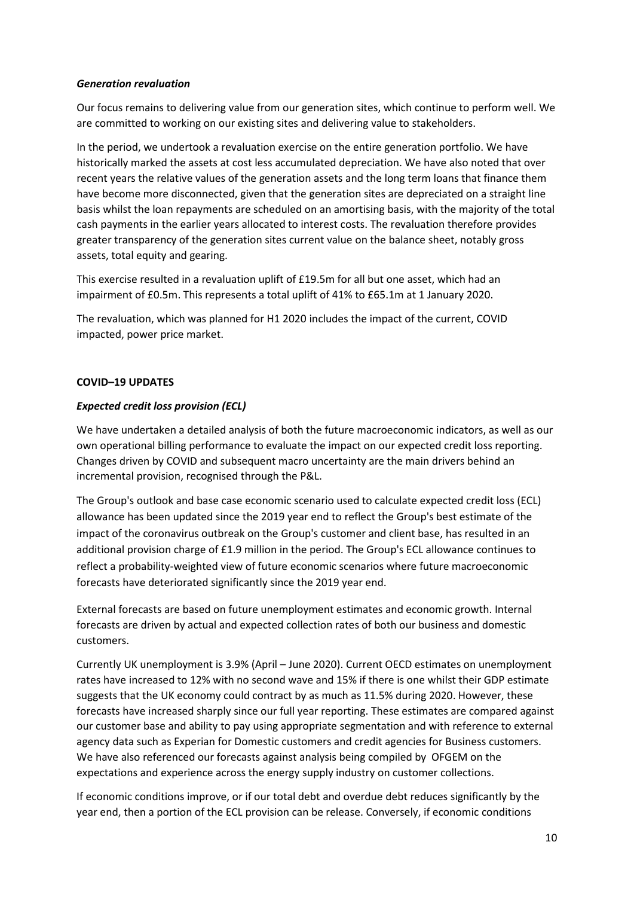### *Generation revaluation*

Our focus remains to delivering value from our generation sites, which continue to perform well. We are committed to working on our existing sites and delivering value to stakeholders.

In the period, we undertook a revaluation exercise on the entire generation portfolio. We have historically marked the assets at cost less accumulated depreciation. We have also noted that over recent years the relative values of the generation assets and the long term loans that finance them have become more disconnected, given that the generation sites are depreciated on a straight line basis whilst the loan repayments are scheduled on an amortising basis, with the majority of the total cash payments in the earlier years allocated to interest costs. The revaluation therefore provides greater transparency of the generation sites current value on the balance sheet, notably gross assets, total equity and gearing.

This exercise resulted in a revaluation uplift of £19.5m for all but one asset, which had an impairment of £0.5m. This represents a total uplift of 41% to £65.1m at 1 January 2020.

The revaluation, which was planned for H1 2020 includes the impact of the current, COVID impacted, power price market.

## COVID–19 UPDATES

### *Expected credit loss provision (ECL)*

We have undertaken a detailed analysis of both the future macroeconomic indicators, as well as our own operational billing performance to evaluate the impact on our expected credit loss reporting. Changes driven by COVID and subsequent macro uncertainty are the main drivers behind an incremental provision, recognised through the P&L.

The Group's outlook and base case economic scenario used to calculate expected credit loss (ECL) allowance has been updated since the 2019 year end to reflect the Group's best estimate of the impact of the coronavirus outbreak on the Group's customer and client base, has resulted in an additional provision charge of £1.9 million in the period. The Group's ECL allowance continues to reflect a probability-weighted view of future economic scenarios where future macroeconomic forecasts have deteriorated significantly since the 2019 year end.

External forecasts are based on future unemployment estimates and economic growth. Internal forecasts are driven by actual and expected collection rates of both our business and domestic customers.

Currently UK unemployment is 3.9% (April – June 2020). Current OECD estimates on unemployment rates have increased to 12% with no second wave and 15% if there is one whilst their GDP estimate suggests that the UK economy could contract by as much as 11.5% during 2020. However, these forecasts have increased sharply since our full year reporting. These estimates are compared against our customer base and ability to pay using appropriate segmentation and with reference to external agency data such as Experian for Domestic customers and credit agencies for Business customers. We have also referenced our forecasts against analysis being compiled by OFGEM on the expectations and experience across the energy supply industry on customer collections.

If economic conditions improve, or if our total debt and overdue debt reduces significantly by the year end, then a portion of the ECL provision can be release. Conversely, if economic conditions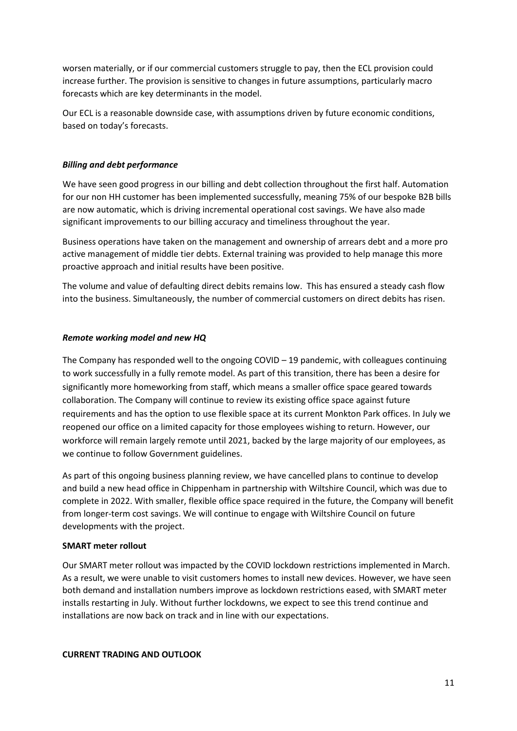worsen materially, or if our commercial customers struggle to pay, then the ECL provision could increase further. The provision is sensitive to changes in future assumptions, particularly macro forecasts which are key determinants in the model.

Our ECL is a reasonable downside case, with assumptions driven by future economic conditions, based on today's forecasts.

***Billing and debt performance***

We have seen good progress in our billing and debt collection throughout the first half. Automation for our non HH customer has been implemented successfully, meaning 75% of our bespoke B2B bills are now automatic, which is driving incremental operational cost savings. We have also made significant improvements to our billing accuracy and timeliness throughout the year.

Business operations have taken on the management and ownership of arrears debt and a more pro active management of middle tier debts. External training was provided to help manage this more proactive approach and initial results have been positive.

The volume and value of defaulting direct debits remains low. This has ensured a steady cash flow into the business. Simultaneously, the number of commercial customers on direct debits has risen.

***Remote working model and new HQ***

The Company has responded well to the ongoing COVID – 19 pandemic, with colleagues continuing to work successfully in a fully remote model. As part of this transition, there has been a desire for significantly more homeworking from staff, which means a smaller office space geared towards collaboration. The Company will continue to review its existing office space against future requirements and has the option to use flexible space at its current Monkton Park offices. In July we reopened our office on a limited capacity for those employees wishing to return. However, our workforce will remain largely remote until 2021, backed by the large majority of our employees, as we continue to follow Government guidelines.

As part of this ongoing business planning review, we have cancelled plans to continue to develop and build a new head office in Chippenham in partnership with Wiltshire Council, which was due to complete in 2022. With smaller, flexible office space required in the future, the Company will benefit from longer-term cost savings. We will continue to engage with Wiltshire Council on future developments with the project.

**SMART meter rollout**

Our SMART meter rollout was impacted by the COVID lockdown restrictions implemented in March. As a result, we were unable to visit customers homes to install new devices. However, we have seen both demand and installation numbers improve as lockdown restrictions eased, with SMART meter installs restarting in July. Without further lockdowns, we expect to see this trend continue and installations are now back on track and in line with our expectations.

**CURRENT TRADING AND OUTLOOK**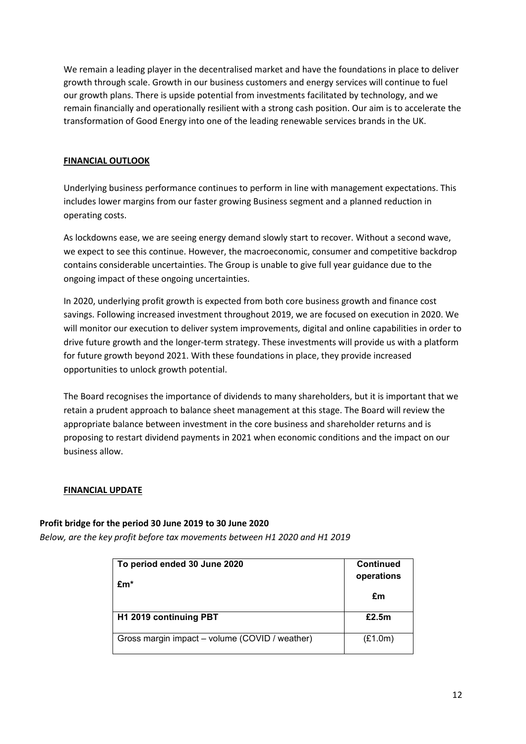We remain a leading player in the decentralised market and have the foundations in place to deliver growth through scale. Growth in our business customers and energy services will continue to fuel our growth plans. There is upside potential from investments facilitated by technology, and we remain financially and operationally resilient with a strong cash position. Our aim is to accelerate the transformation of Good Energy into one of the leading renewable services brands in the UK.

## FINANCIAL OUTLOOK

Underlying business performance continues to perform in line with management expectations. This includes lower margins from our faster growing Business segment and a planned reduction in operating costs.

As lockdowns ease, we are seeing energy demand slowly start to recover. Without a second wave, we expect to see this continue. However, the macroeconomic, consumer and competitive backdrop contains considerable uncertainties. The Group is unable to give full year guidance due to the ongoing impact of these ongoing uncertainties.

In 2020, underlying profit growth is expected from both core business growth and finance cost savings. Following increased investment throughout 2019, we are focused on execution in 2020. We will monitor our execution to deliver system improvements, digital and online capabilities in order to drive future growth and the longer-term strategy. These investments will provide us with a platform for future growth beyond 2021. With these foundations in place, they provide increased opportunities to unlock growth potential.

The Board recognises the importance of dividends to many shareholders, but it is important that we retain a prudent approach to balance sheet management at this stage. The Board will review the appropriate balance between investment in the core business and shareholder returns and is proposing to restart dividend payments in 2021 when economic conditions and the impact on our business allow.

## FINANCIAL UPDATE

### Profit bridge for the period 30 June 2019 to 30 June 2020

*Below, are the key profit before tax movements between H1 2020 and H1 2019*

| To period ended 30 June 2020<br>£m* | Continued operations<br>£m |
|---|---|
| **H1 2019 continuing PBT** | **£2.5m** |
| Gross margin impact – volume (COVID / weather) | (£1.0m) |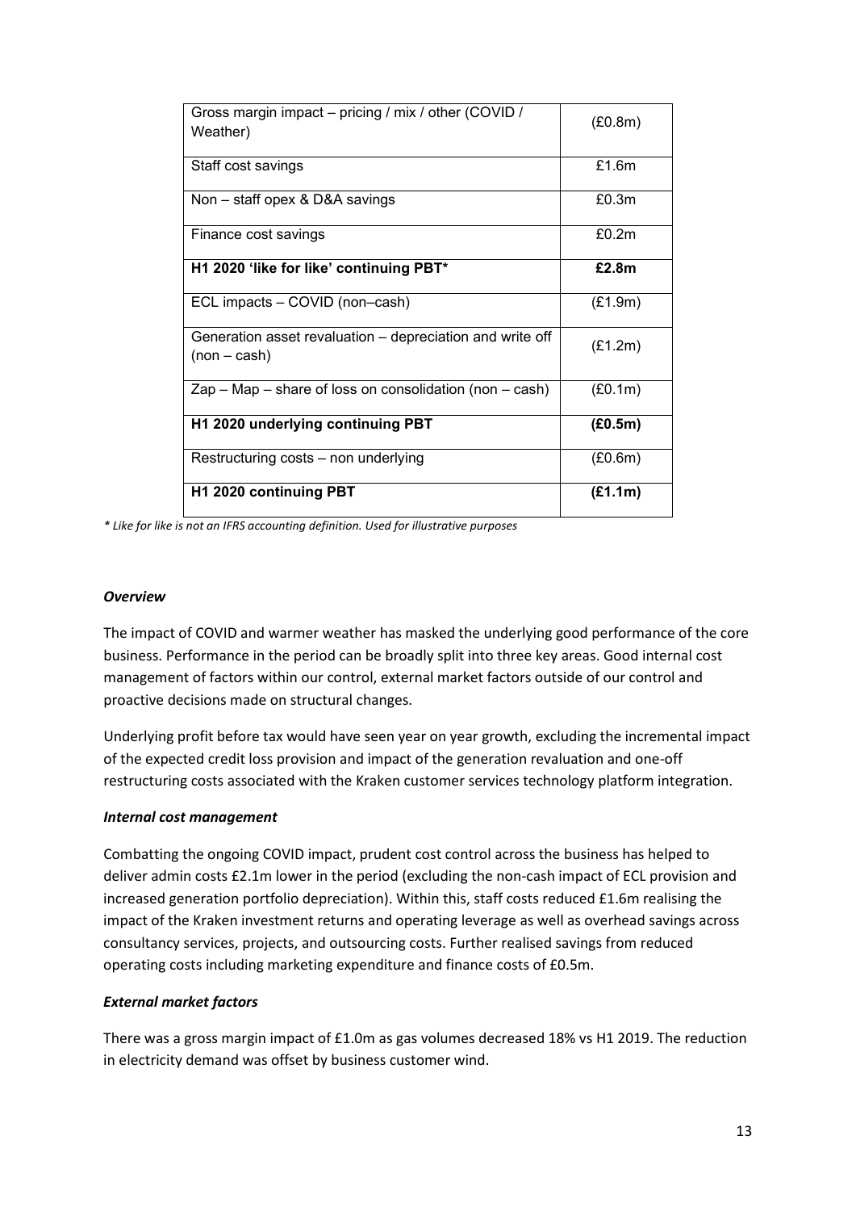| | |
|---|---|
| Gross margin impact – pricing / mix / other (COVID / Weather) | (£0.8m) |
| Staff cost savings | £1.6m |
| Non – staff opex & D&A savings | £0.3m |
| Finance cost savings | £0.2m |
| **H1 2020 'like for like' continuing PBT*** | **£2.8m** |
| ECL impacts – COVID (non–cash) | (£1.9m) |
| Generation asset revaluation – depreciation and write off (non – cash) | (£1.2m) |
| Zap – Map – share of loss on consolidation (non – cash) | (£0.1m) |
| **H1 2020 underlying continuing PBT** | **(£0.5m)** |
| Restructuring costs – non underlying | (£0.6m) |
| **H1 2020 continuing PBT** | **(£1.1m)** |

*\* Like for like is not an IFRS accounting definition. Used for illustrative purposes*

### *Overview*

The impact of COVID and warmer weather has masked the underlying good performance of the core business. Performance in the period can be broadly split into three key areas. Good internal cost management of factors within our control, external market factors outside of our control and proactive decisions made on structural changes.

Underlying profit before tax would have seen year on year growth, excluding the incremental impact of the expected credit loss provision and impact of the generation revaluation and one-off restructuring costs associated with the Kraken customer services technology platform integration.

### *Internal cost management*

Combatting the ongoing COVID impact, prudent cost control across the business has helped to deliver admin costs £2.1m lower in the period (excluding the non-cash impact of ECL provision and increased generation portfolio depreciation). Within this, staff costs reduced £1.6m realising the impact of the Kraken investment returns and operating leverage as well as overhead savings across consultancy services, projects, and outsourcing costs. Further realised savings from reduced operating costs including marketing expenditure and finance costs of £0.5m.

### *External market factors*

There was a gross margin impact of £1.0m as gas volumes decreased 18% vs H1 2019. The reduction in electricity demand was offset by business customer wind.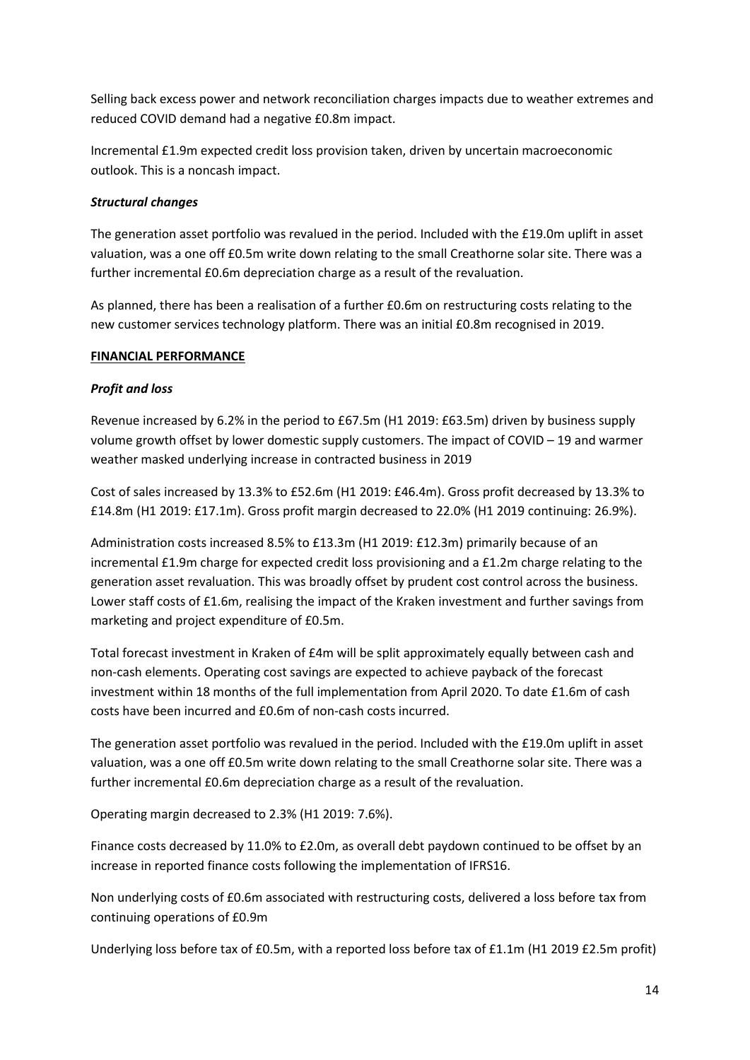Selling back excess power and network reconciliation charges impacts due to weather extremes and reduced COVID demand had a negative £0.8m impact.

Incremental £1.9m expected credit loss provision taken, driven by uncertain macroeconomic outlook. This is a noncash impact.

***Structural changes***

The generation asset portfolio was revalued in the period. Included with the £19.0m uplift in asset valuation, was a one off £0.5m write down relating to the small Creathorne solar site. There was a further incremental £0.6m depreciation charge as a result of the revaluation.

As planned, there has been a realisation of a further £0.6m on restructuring costs relating to the new customer services technology platform. There was an initial £0.8m recognised in 2019.

**FINANCIAL PERFORMANCE**

***Profit and loss***

Revenue increased by 6.2% in the period to £67.5m (H1 2019: £63.5m) driven by business supply volume growth offset by lower domestic supply customers. The impact of COVID – 19 and warmer weather masked underlying increase in contracted business in 2019

Cost of sales increased by 13.3% to £52.6m (H1 2019: £46.4m). Gross profit decreased by 13.3% to £14.8m (H1 2019: £17.1m). Gross profit margin decreased to 22.0% (H1 2019 continuing: 26.9%).

Administration costs increased 8.5% to £13.3m (H1 2019: £12.3m) primarily because of an incremental £1.9m charge for expected credit loss provisioning and a £1.2m charge relating to the generation asset revaluation. This was broadly offset by prudent cost control across the business. Lower staff costs of £1.6m, realising the impact of the Kraken investment and further savings from marketing and project expenditure of £0.5m.

Total forecast investment in Kraken of £4m will be split approximately equally between cash and non-cash elements. Operating cost savings are expected to achieve payback of the forecast investment within 18 months of the full implementation from April 2020. To date £1.6m of cash costs have been incurred and £0.6m of non-cash costs incurred.

The generation asset portfolio was revalued in the period. Included with the £19.0m uplift in asset valuation, was a one off £0.5m write down relating to the small Creathorne solar site. There was a further incremental £0.6m depreciation charge as a result of the revaluation.

Operating margin decreased to 2.3% (H1 2019: 7.6%).

Finance costs decreased by 11.0% to £2.0m, as overall debt paydown continued to be offset by an increase in reported finance costs following the implementation of IFRS16.

Non underlying costs of £0.6m associated with restructuring costs, delivered a loss before tax from continuing operations of £0.9m

Underlying loss before tax of £0.5m, with a reported loss before tax of £1.1m (H1 2019 £2.5m profit)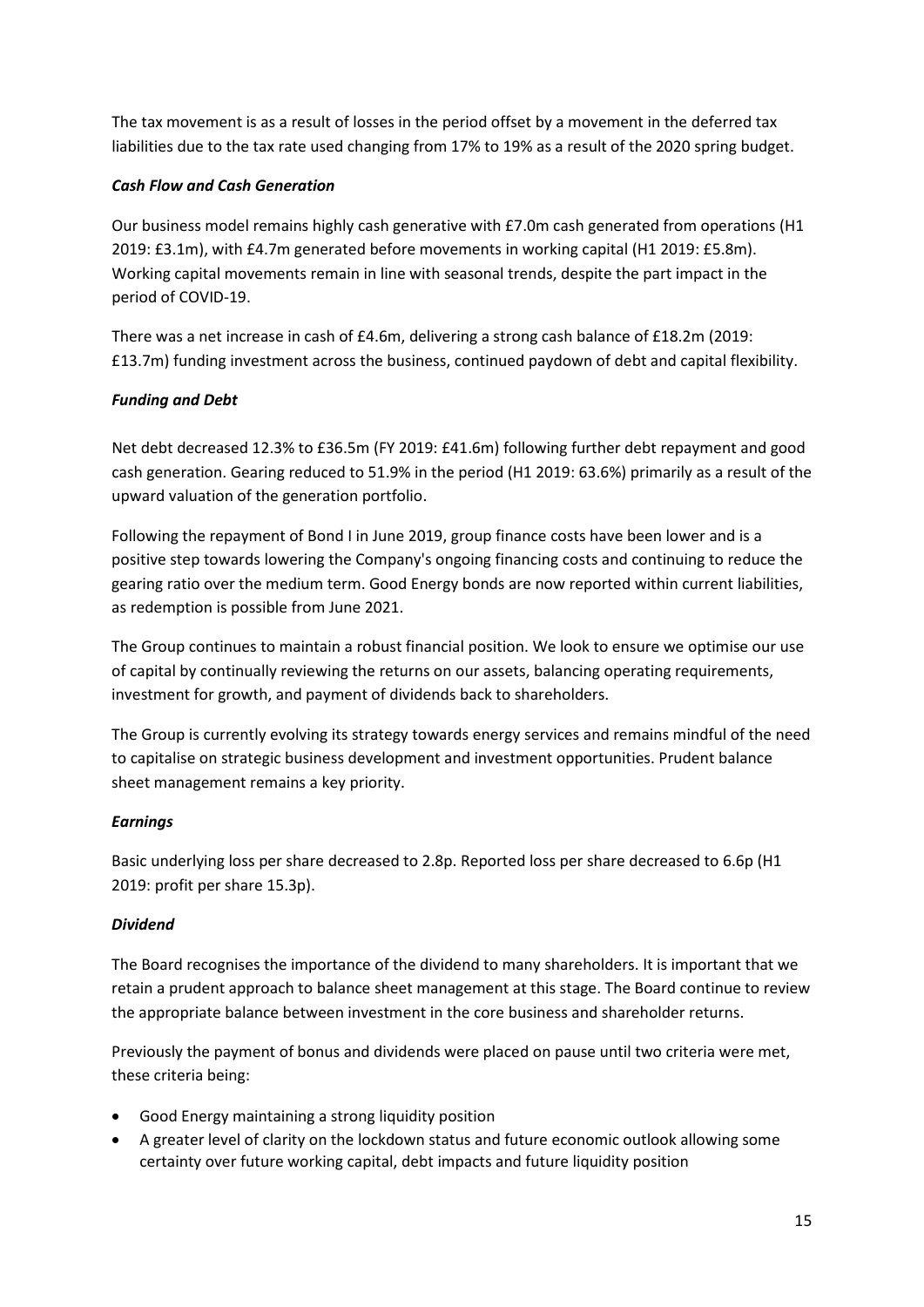The tax movement is as a result of losses in the period offset by a movement in the deferred tax liabilities due to the tax rate used changing from 17% to 19% as a result of the 2020 spring budget.

***Cash Flow and Cash Generation***

Our business model remains highly cash generative with £7.0m cash generated from operations (H1 2019: £3.1m), with £4.7m generated before movements in working capital (H1 2019: £5.8m). Working capital movements remain in line with seasonal trends, despite the part impact in the period of COVID-19.

There was a net increase in cash of £4.6m, delivering a strong cash balance of £18.2m (2019: £13.7m) funding investment across the business, continued paydown of debt and capital flexibility.

***Funding and Debt***

Net debt decreased 12.3% to £36.5m (FY 2019: £41.6m) following further debt repayment and good cash generation. Gearing reduced to 51.9% in the period (H1 2019: 63.6%) primarily as a result of the upward valuation of the generation portfolio.

Following the repayment of Bond I in June 2019, group finance costs have been lower and is a positive step towards lowering the Company's ongoing financing costs and continuing to reduce the gearing ratio over the medium term. Good Energy bonds are now reported within current liabilities, as redemption is possible from June 2021.

The Group continues to maintain a robust financial position. We look to ensure we optimise our use of capital by continually reviewing the returns on our assets, balancing operating requirements, investment for growth, and payment of dividends back to shareholders.

The Group is currently evolving its strategy towards energy services and remains mindful of the need to capitalise on strategic business development and investment opportunities. Prudent balance sheet management remains a key priority.

***Earnings***

Basic underlying loss per share decreased to 2.8p. Reported loss per share decreased to 6.6p (H1 2019: profit per share 15.3p).

***Dividend***

The Board recognises the importance of the dividend to many shareholders. It is important that we retain a prudent approach to balance sheet management at this stage. The Board continue to review the appropriate balance between investment in the core business and shareholder returns.

Previously the payment of bonus and dividends were placed on pause until two criteria were met, these criteria being:

- Good Energy maintaining a strong liquidity position
- A greater level of clarity on the lockdown status and future economic outlook allowing some certainty over future working capital, debt impacts and future liquidity position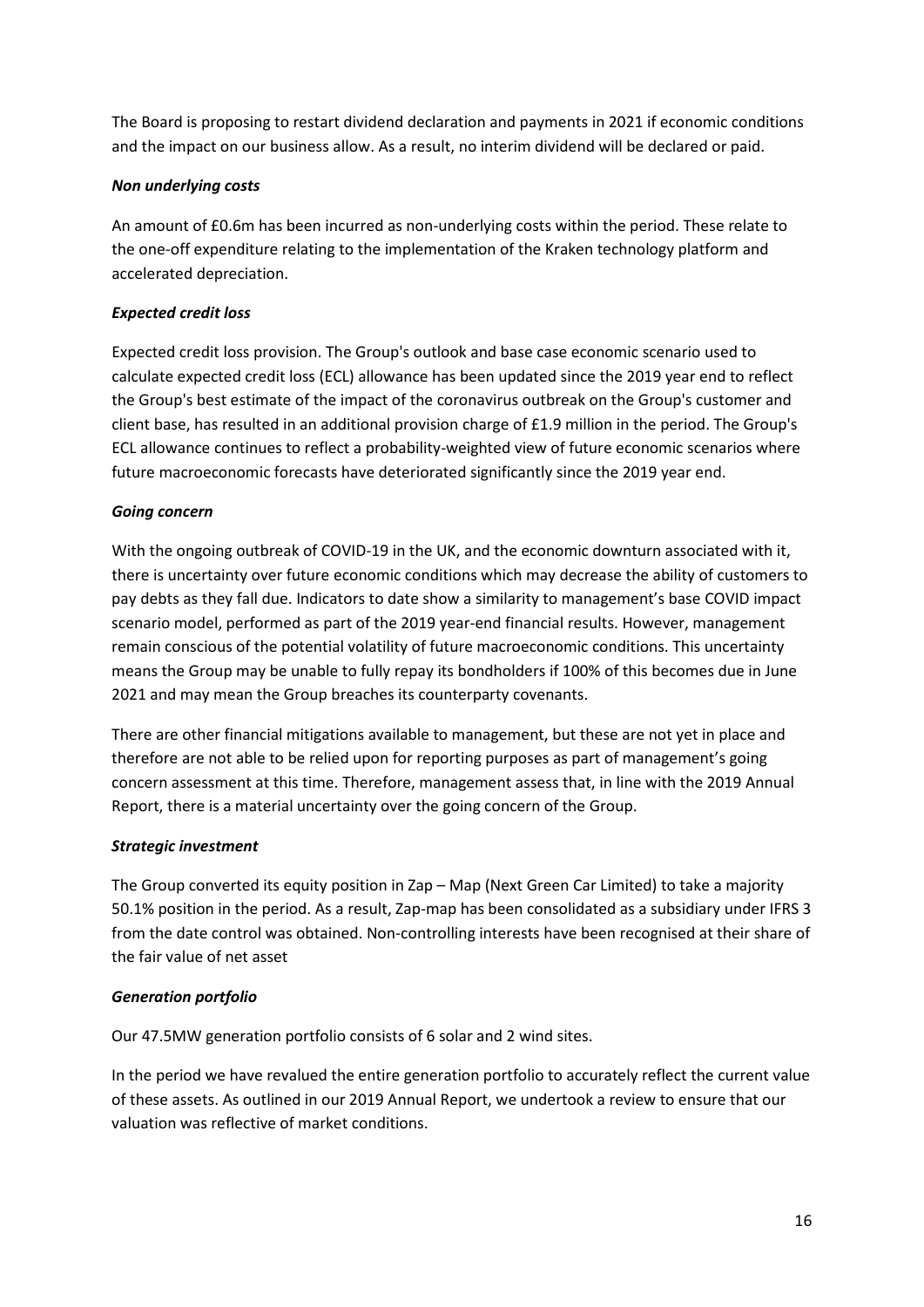The Board is proposing to restart dividend declaration and payments in 2021 if economic conditions and the impact on our business allow. As a result, no interim dividend will be declared or paid.

***Non underlying costs***

An amount of £0.6m has been incurred as non-underlying costs within the period. These relate to the one-off expenditure relating to the implementation of the Kraken technology platform and accelerated depreciation.

***Expected credit loss***

Expected credit loss provision. The Group's outlook and base case economic scenario used to calculate expected credit loss (ECL) allowance has been updated since the 2019 year end to reflect the Group's best estimate of the impact of the coronavirus outbreak on the Group's customer and client base, has resulted in an additional provision charge of £1.9 million in the period. The Group's ECL allowance continues to reflect a probability-weighted view of future economic scenarios where future macroeconomic forecasts have deteriorated significantly since the 2019 year end.

***Going concern***

With the ongoing outbreak of COVID-19 in the UK, and the economic downturn associated with it, there is uncertainty over future economic conditions which may decrease the ability of customers to pay debts as they fall due. Indicators to date show a similarity to management's base COVID impact scenario model, performed as part of the 2019 year-end financial results. However, management remain conscious of the potential volatility of future macroeconomic conditions. This uncertainty means the Group may be unable to fully repay its bondholders if 100% of this becomes due in June 2021 and may mean the Group breaches its counterparty covenants.

There are other financial mitigations available to management, but these are not yet in place and therefore are not able to be relied upon for reporting purposes as part of management's going concern assessment at this time. Therefore, management assess that, in line with the 2019 Annual Report, there is a material uncertainty over the going concern of the Group.

***Strategic investment***

The Group converted its equity position in Zap – Map (Next Green Car Limited) to take a majority 50.1% position in the period. As a result, Zap-map has been consolidated as a subsidiary under IFRS 3 from the date control was obtained. Non-controlling interests have been recognised at their share of the fair value of net asset

***Generation portfolio***

Our 47.5MW generation portfolio consists of 6 solar and 2 wind sites.

In the period we have revalued the entire generation portfolio to accurately reflect the current value of these assets. As outlined in our 2019 Annual Report, we undertook a review to ensure that our valuation was reflective of market conditions.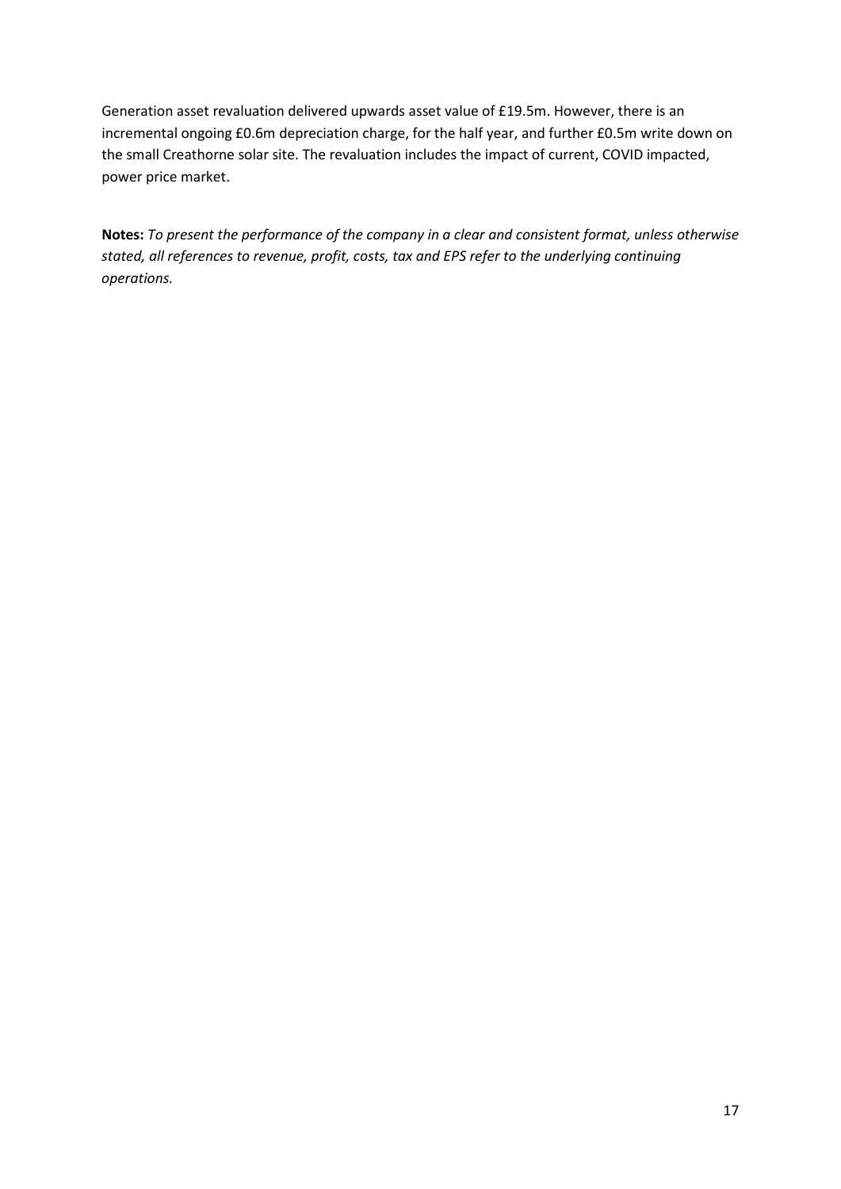Generation asset revaluation delivered upwards asset value of £19.5m. However, there is an incremental ongoing £0.6m depreciation charge, for the half year, and further £0.5m write down on the small Creathorne solar site. The revaluation includes the impact of current, COVID impacted, power price market.

**Notes:** *To present the performance of the company in a clear and consistent format, unless otherwise stated, all references to revenue, profit, costs, tax and EPS refer to the underlying continuing operations.*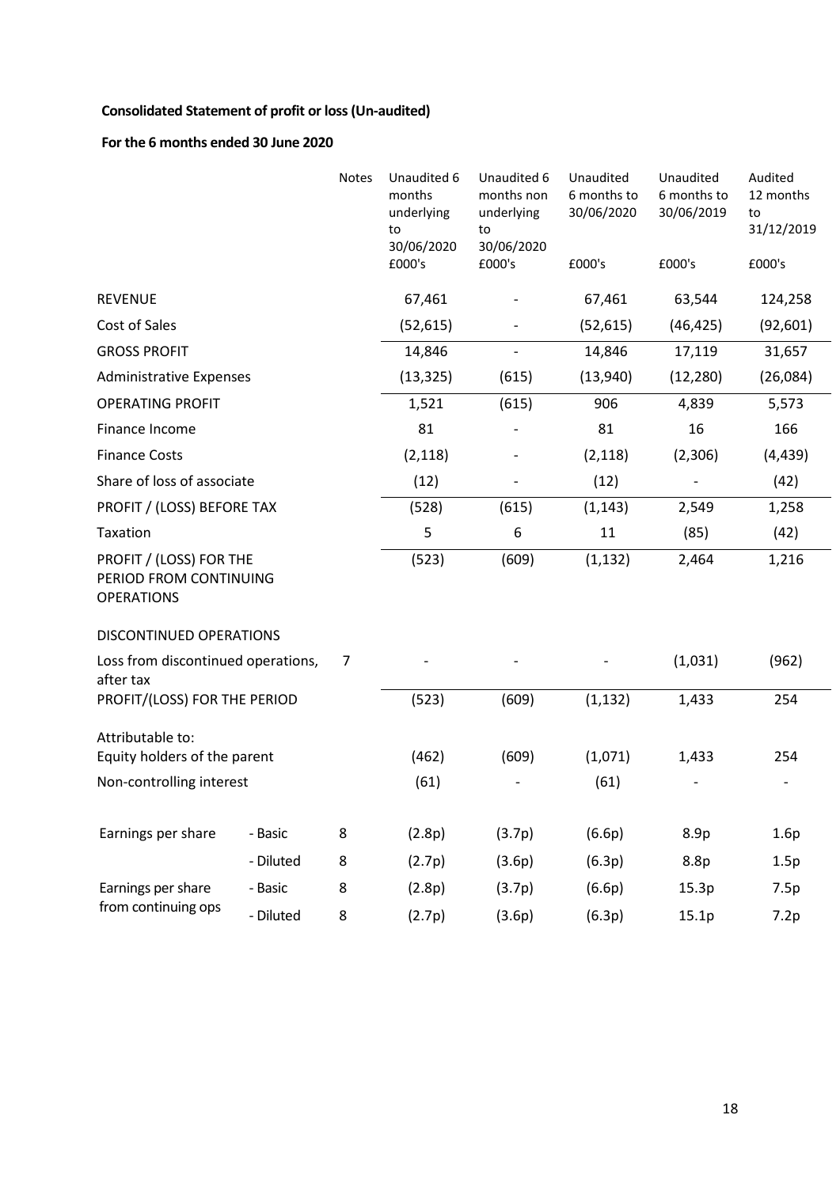**Consolidated Statement of profit or loss (Un-audited)**

**For the 6 months ended 30 June 2020**

| | | Notes | Unaudited 6 months underlying to 30/06/2020 £000's | Unaudited 6 months non underlying to 30/06/2020 £000's | Unaudited 6 months to 30/06/2020 £000's | Unaudited 6 months to 30/06/2019 £000's | Audited 12 months to 31/12/2019 £000's |
|---|---|---|---|---|---|---|---|
| REVENUE | | | 67,461 | - | 67,461 | 63,544 | 124,258 |
| Cost of Sales | | | (52,615) | - | (52,615) | (46,425) | (92,601) |
| GROSS PROFIT | | | 14,846 | - | 14,846 | 17,119 | 31,657 |
| Administrative Expenses | | | (13,325) | (615) | (13,940) | (12,280) | (26,084) |
| OPERATING PROFIT | | | 1,521 | (615) | 906 | 4,839 | 5,573 |
| Finance Income | | | 81 | - | 81 | 16 | 166 |
| Finance Costs | | | (2,118) | - | (2,118) | (2,306) | (4,439) |
| Share of loss of associate | | | (12) | - | (12) | - | (42) |
| PROFIT / (LOSS) BEFORE TAX | | | (528) | (615) | (1,143) | 2,549 | 1,258 |
| Taxation | | | 5 | 6 | 11 | (85) | (42) |
| PROFIT / (LOSS) FOR THE PERIOD FROM CONTINUING OPERATIONS | | | (523) | (609) | (1,132) | 2,464 | 1,216 |
| DISCONTINUED OPERATIONS | | | | | | | |
| Loss from discontinued operations, after tax | | 7 | - | - | - | (1,031) | (962) |
| PROFIT/(LOSS) FOR THE PERIOD | | | (523) | (609) | (1,132) | 1,433 | 254 |
| Attributable to: | | | | | | | |
| Equity holders of the parent | | | (462) | (609) | (1,071) | 1,433 | 254 |
| Non-controlling interest | | | (61) | - | (61) | - | - |
| Earnings per share | - Basic | 8 | (2.8p) | (3.7p) | (6.6p) | 8.9p | 1.6p |
| | - Diluted | 8 | (2.7p) | (3.6p) | (6.3p) | 8.8p | 1.5p |
| Earnings per share from continuing ops | - Basic | 8 | (2.8p) | (3.7p) | (6.6p) | 15.3p | 7.5p |
| | - Diluted | 8 | (2.7p) | (3.6p) | (6.3p) | 15.1p | 7.2p |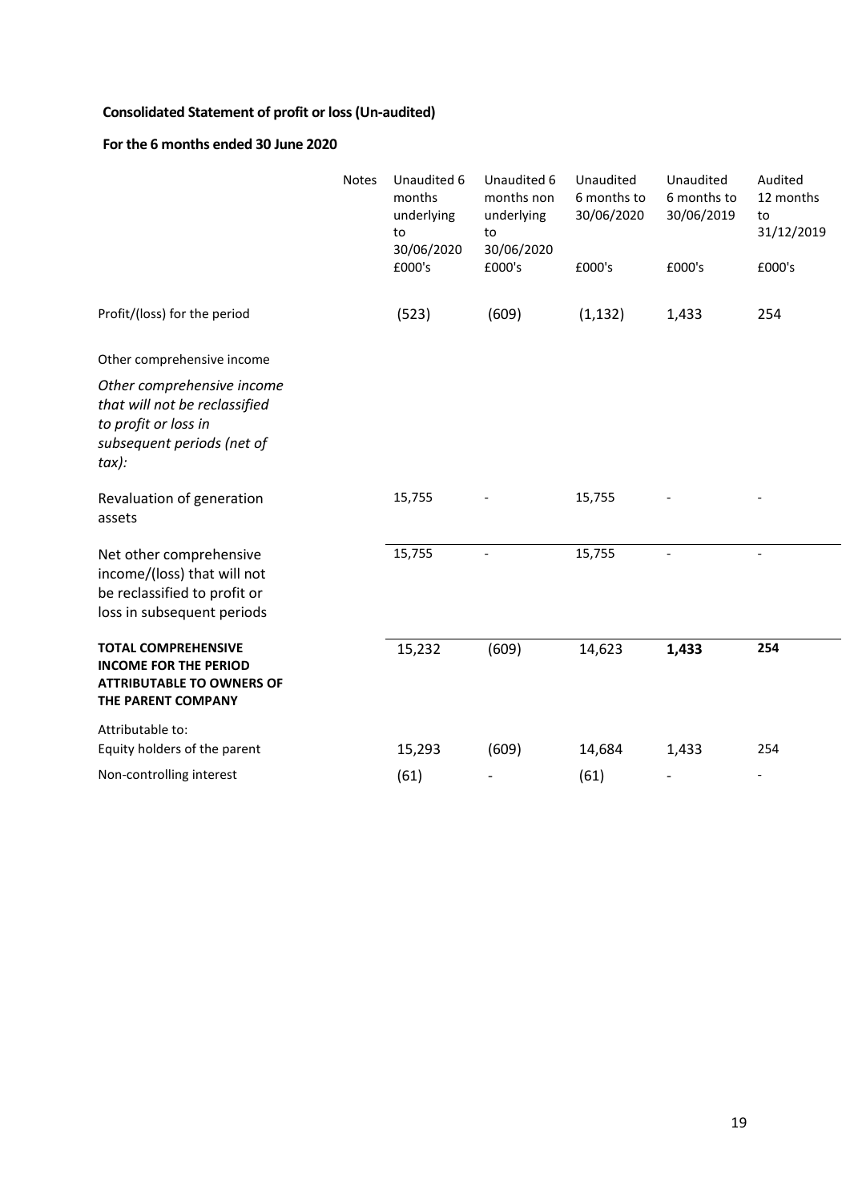**Consolidated Statement of profit or loss (Un-audited)**

**For the 6 months ended 30 June 2020**

| | Notes | Unaudited 6 months underlying to 30/06/2020 | Unaudited 6 months non underlying to 30/06/2020 | Unaudited 6 months to 30/06/2020 | Unaudited 6 months to 30/06/2019 | Audited 12 months to 31/12/2019 |
|---|---|---|---|---|---|---|
| | | £000's | £000's | £000's | £000's | £000's |
| Profit/(loss) for the period | | (523) | (609) | (1,132) | 1,433 | 254 |
| Other comprehensive income | | | | | | |
| *Other comprehensive income that will not be reclassified to profit or loss in subsequent periods (net of tax):* | | | | | | |
| Revaluation of generation assets | | 15,755 | - | 15,755 | - | - |
| Net other comprehensive income/(loss) that will not be reclassified to profit or loss in subsequent periods | | 15,755 | - | 15,755 | - | - |
| **TOTAL COMPREHENSIVE INCOME FOR THE PERIOD ATTRIBUTABLE TO OWNERS OF THE PARENT COMPANY** | | 15,232 | (609) | 14,623 | **1,433** | **254** |
| Attributable to: | | | | | | |
| Equity holders of the parent | | 15,293 | (609) | 14,684 | 1,433 | 254 |
| Non-controlling interest | | (61) | - | (61) | - | - |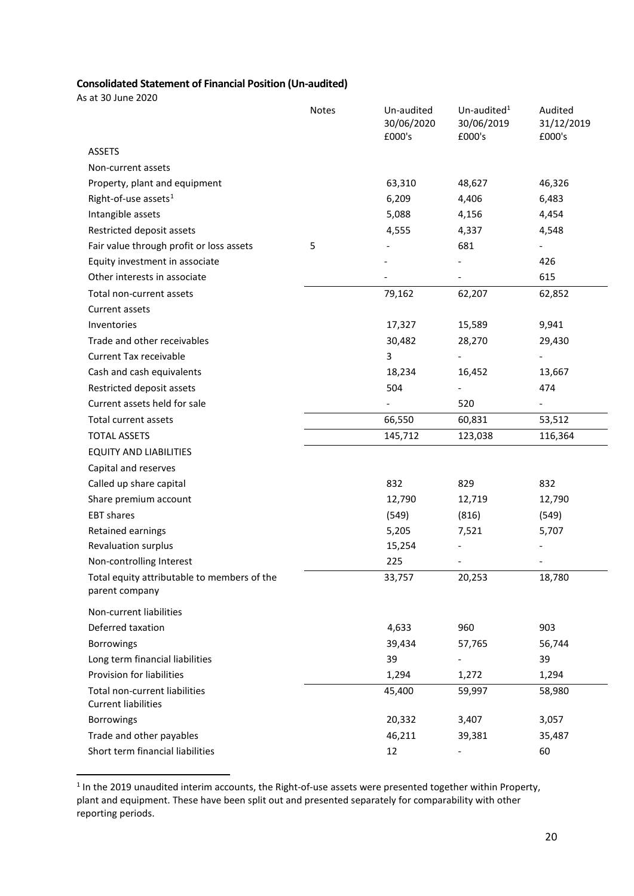**Consolidated Statement of Financial Position (Un-audited)**

As at 30 June 2020

| | Notes | Un-audited 30/06/2020 £000's | Un-audited[1] 30/06/2019 £000's | Audited 31/12/2019 £000's |
|---|---|---|---|---|
| ASSETS | | | | |
| Non-current assets | | | | |
| Property, plant and equipment | | 63,310 | 48,627 | 46,326 |
| Right-of-use assets[1] | | 6,209 | 4,406 | 6,483 |
| Intangible assets | | 5,088 | 4,156 | 4,454 |
| Restricted deposit assets | | 4,555 | 4,337 | 4,548 |
| Fair value through profit or loss assets | 5 | - | 681 | - |
| Equity investment in associate | | - | - | 426 |
| Other interests in associate | | - | - | 615 |
| Total non-current assets | | 79,162 | 62,207 | 62,852 |
| Current assets | | | | |
| Inventories | | 17,327 | 15,589 | 9,941 |
| Trade and other receivables | | 30,482 | 28,270 | 29,430 |
| Current Tax receivable | | 3 | - | - |
| Cash and cash equivalents | | 18,234 | 16,452 | 13,667 |
| Restricted deposit assets | | 504 | - | 474 |
| Current assets held for sale | | - | 520 | - |
| Total current assets | | 66,550 | 60,831 | 53,512 |
| TOTAL ASSETS | | 145,712 | 123,038 | 116,364 |
| EQUITY AND LIABILITIES | | | | |
| Capital and reserves | | | | |
| Called up share capital | | 832 | 829 | 832 |
| Share premium account | | 12,790 | 12,719 | 12,790 |
| EBT shares | | (549) | (816) | (549) |
| Retained earnings | | 5,205 | 7,521 | 5,707 |
| Revaluation surplus | | 15,254 | - | - |
| Non-controlling Interest | | 225 | - | - |
| Total equity attributable to members of the parent company | | 33,757 | 20,253 | 18,780 |
| Non-current liabilities | | | | |
| Deferred taxation | | 4,633 | 960 | 903 |
| Borrowings | | 39,434 | 57,765 | 56,744 |
| Long term financial liabilities | | 39 | - | 39 |
| Provision for liabilities | | 1,294 | 1,272 | 1,294 |
| Total non-current liabilities | | 45,400 | 59,997 | 58,980 |
| Current liabilities | | | | |
| Borrowings | | 20,332 | 3,407 | 3,057 |
| Trade and other payables | | 46,211 | 39,381 | 35,487 |
| Short term financial liabilities | | 12 | - | 60 |

[1] In the 2019 unaudited interim accounts, the Right-of-use assets were presented together within Property, plant and equipment. These have been split out and presented separately for comparability with other reporting periods.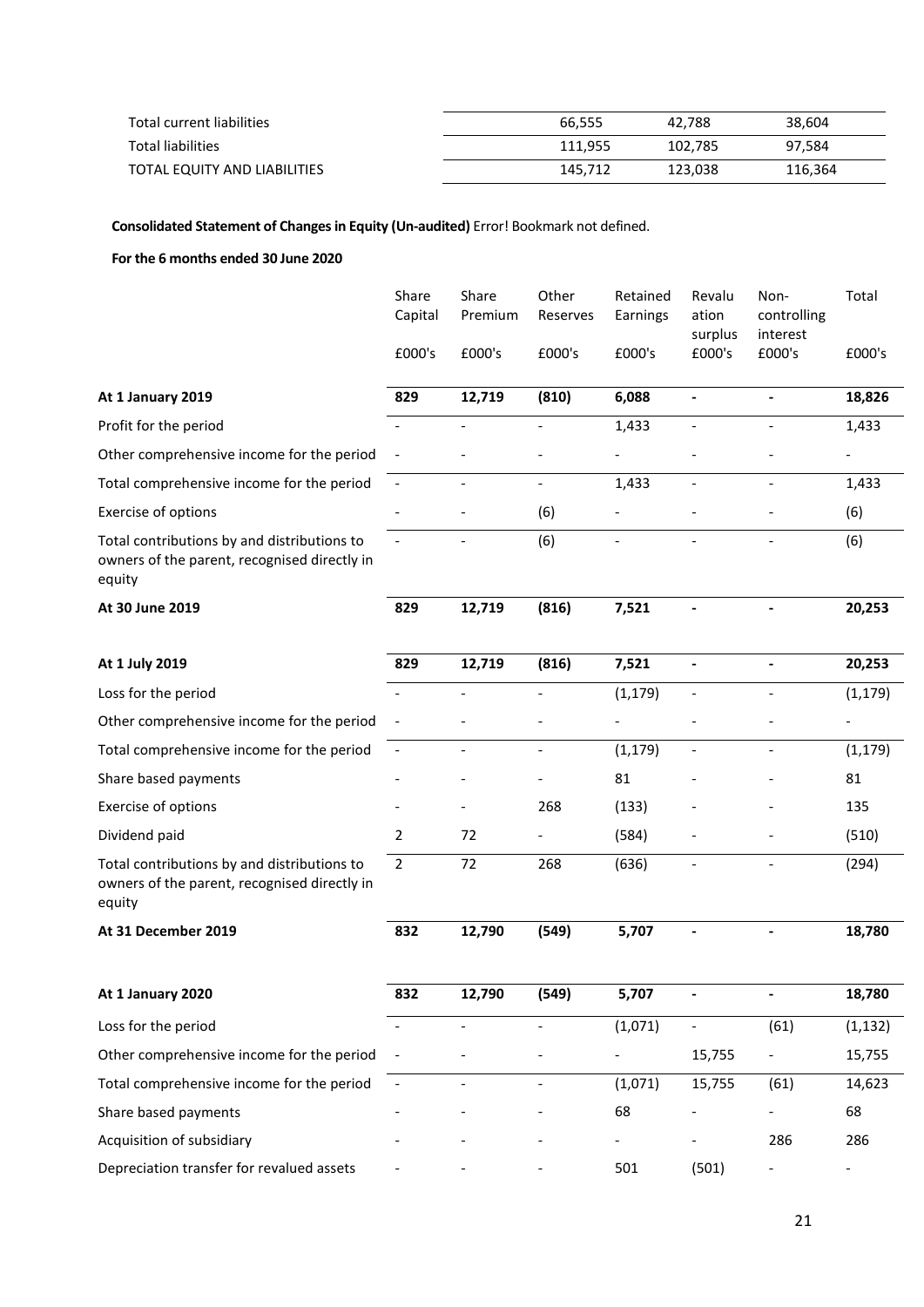| | | | |
|---|---|---|---|
| Total current liabilities | 66,555 | 42,788 | 38,604 |
| Total liabilities | 111,955 | 102,785 | 97,584 |
| TOTAL EQUITY AND LIABILITIES | 145,712 | 123,038 | 116,364 |

**Consolidated Statement of Changes in Equity (Un-audited)** Error! Bookmark not defined.

**For the 6 months ended 30 June 2020**

| | Share Capital | Share Premium | Other Reserves | Retained Earnings | Revaluation surplus | Non-controlling interest | Total |
|---|---|---|---|---|---|---|---|
| | £000's | £000's | £000's | £000's | £000's | £000's | £000's |
| **At 1 January 2019** | **829** | **12,719** | **(810)** | **6,088** | **-** | **-** | **18,826** |
| Profit for the period | - | - | - | 1,433 | - | - | 1,433 |
| Other comprehensive income for the period | - | - | - | - | - | - | - |
| Total comprehensive income for the period | - | - | - | 1,433 | - | - | 1,433 |
| Exercise of options | - | - | (6) | - | - | - | (6) |
| Total contributions by and distributions to owners of the parent, recognised directly in equity | - | - | (6) | - | - | - | (6) |
| **At 30 June 2019** | **829** | **12,719** | **(816)** | **7,521** | **-** | **-** | **20,253** |
| | | | | | | | |
| **At 1 July 2019** | **829** | **12,719** | **(816)** | **7,521** | **-** | **-** | **20,253** |
| Loss for the period | - | - | - | (1,179) | - | - | (1,179) |
| Other comprehensive income for the period | - | - | - | - | - | - | - |
| Total comprehensive income for the period | - | - | - | (1,179) | - | - | (1,179) |
| Share based payments | - | - | - | 81 | - | - | 81 |
| Exercise of options | - | - | 268 | (133) | - | - | 135 |
| Dividend paid | 2 | 72 | - | (584) | - | - | (510) |
| Total contributions by and distributions to owners of the parent, recognised directly in equity | 2 | 72 | 268 | (636) | - | - | (294) |
| **At 31 December 2019** | **832** | **12,790** | **(549)** | **5,707** | **-** | **-** | **18,780** |
| | | | | | | | |
| **At 1 January 2020** | **832** | **12,790** | **(549)** | **5,707** | **-** | **-** | **18,780** |
| Loss for the period | - | - | - | (1,071) | - | (61) | (1,132) |
| Other comprehensive income for the period | - | - | - | - | 15,755 | - | 15,755 |
| Total comprehensive income for the period | - | - | - | (1,071) | 15,755 | (61) | 14,623 |
| Share based payments | - | - | - | 68 | - | - | 68 |
| Acquisition of subsidiary | - | - | - | - | - | 286 | 286 |
| Depreciation transfer for revalued assets | - | - | - | 501 | (501) | - | - |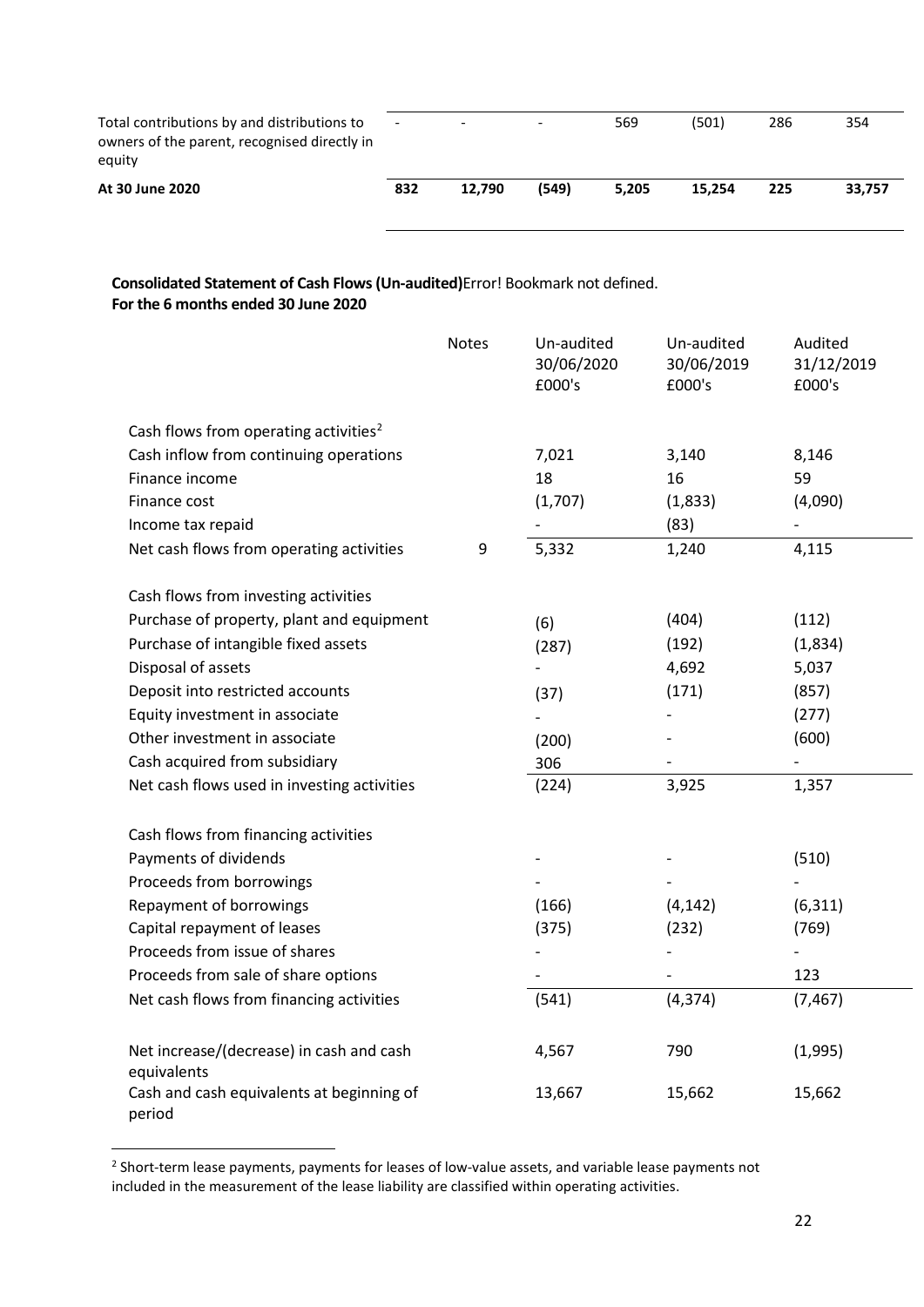| | | | | | | | |
|---|---|---|---|---|---|---|---|
| Total contributions by and distributions to owners of the parent, recognised directly in equity | - | - | - | 569 | (501) | 286 | 354 |
| **At 30 June 2020** | **832** | **12,790** | **(549)** | **5,205** | **15,254** | **225** | **33,757** |

**Consolidated Statement of Cash Flows (Un-audited)**Error! Bookmark not defined.
**For the 6 months ended 30 June 2020**

| | Notes | Un-audited 30/06/2020 £000's | Un-audited 30/06/2019 £000's | Audited 31/12/2019 £000's |
|---|---|---|---|---|
| Cash flows from operating activities[2] | | | | |
| Cash inflow from continuing operations | | 7,021 | 3,140 | 8,146 |
| Finance income | | 18 | 16 | 59 |
| Finance cost | | (1,707) | (1,833) | (4,090) |
| Income tax repaid | | - | (83) | - |
| Net cash flows from operating activities | 9 | 5,332 | 1,240 | 4,115 |
| | | | | |
| Cash flows from investing activities | | | | |
| Purchase of property, plant and equipment | | (6) | (404) | (112) |
| Purchase of intangible fixed assets | | (287) | (192) | (1,834) |
| Disposal of assets | | - | 4,692 | 5,037 |
| Deposit into restricted accounts | | (37) | (171) | (857) |
| Equity investment in associate | | - | - | (277) |
| Other investment in associate | | (200) | - | (600) |
| Cash acquired from subsidiary | | 306 | - | - |
| Net cash flows used in investing activities | | (224) | 3,925 | 1,357 |
| | | | | |
| Cash flows from financing activities | | | | |
| Payments of dividends | | - | - | (510) |
| Proceeds from borrowings | | - | - | - |
| Repayment of borrowings | | (166) | (4,142) | (6,311) |
| Capital repayment of leases | | (375) | (232) | (769) |
| Proceeds from issue of shares | | - | - | - |
| Proceeds from sale of share options | | - | - | 123 |
| Net cash flows from financing activities | | (541) | (4,374) | (7,467) |
| | | | | |
| Net increase/(decrease) in cash and cash equivalents | | 4,567 | 790 | (1,995) |
| Cash and cash equivalents at beginning of period | | 13,667 | 15,662 | 15,662 |

[2] Short-term lease payments, payments for leases of low-value assets, and variable lease payments not included in the measurement of the lease liability are classified within operating activities.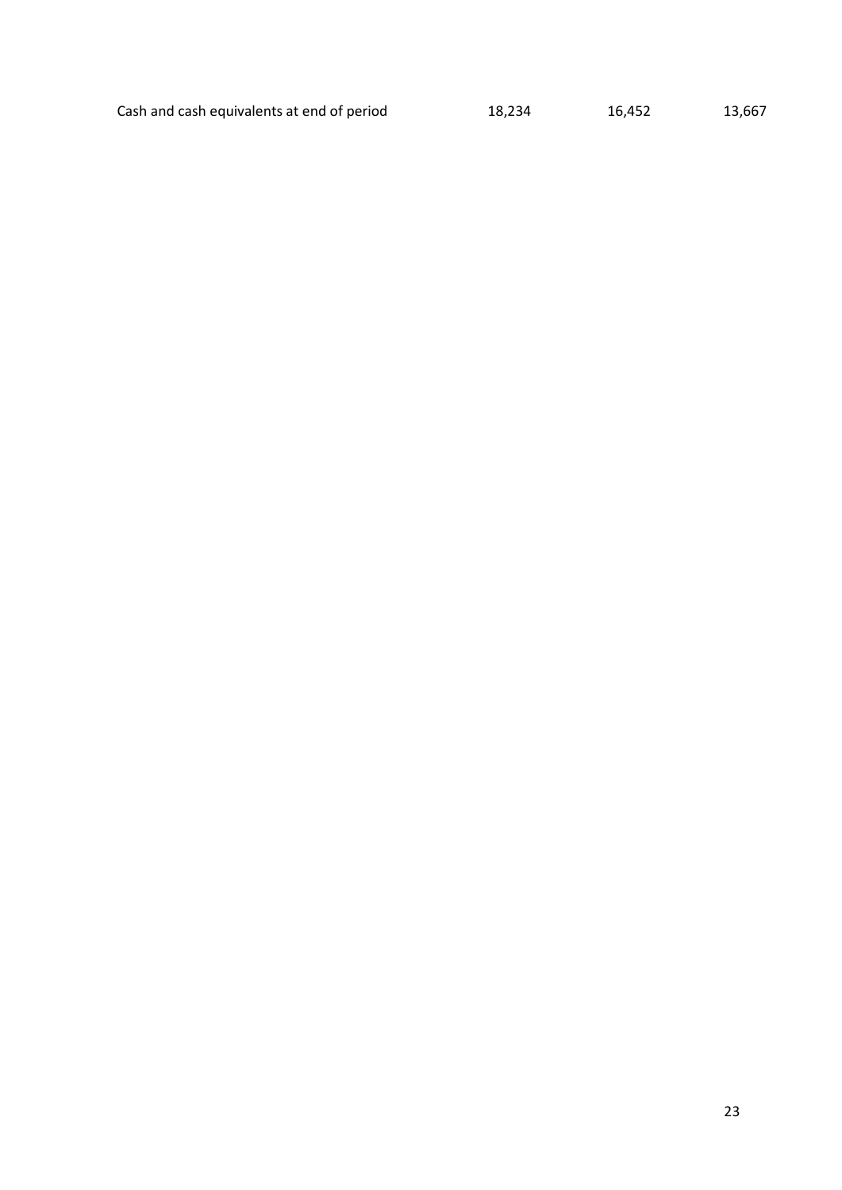| | | | |
|---|---|---|---|
| Cash and cash equivalents at end of period | 18,234 | 16,452 | 13,667 |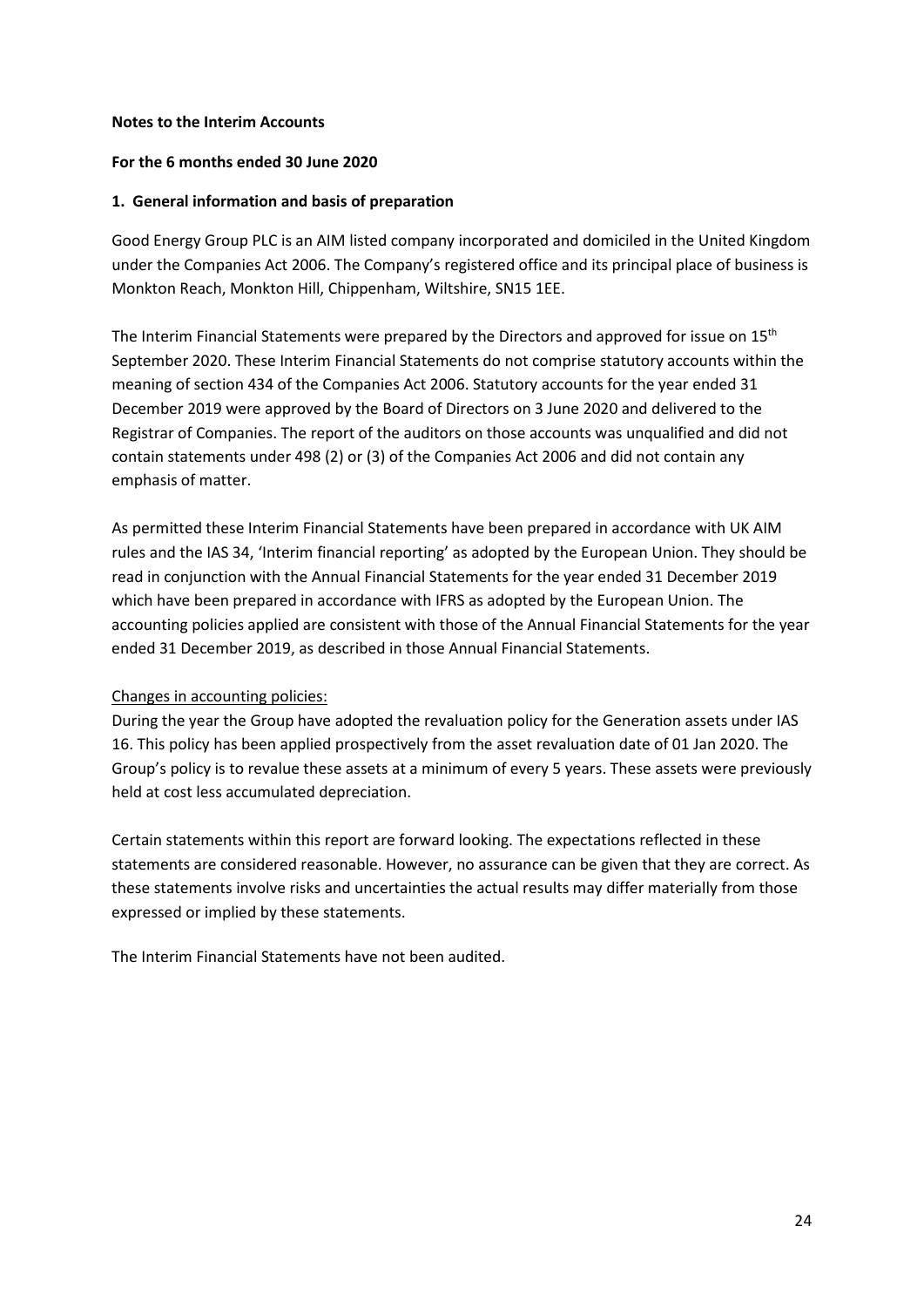**Notes to the Interim Accounts**

**For the 6 months ended 30 June 2020**

**1. General information and basis of preparation**

Good Energy Group PLC is an AIM listed company incorporated and domiciled in the United Kingdom under the Companies Act 2006. The Company's registered office and its principal place of business is Monkton Reach, Monkton Hill, Chippenham, Wiltshire, SN15 1EE.

The Interim Financial Statements were prepared by the Directors and approved for issue on 15th September 2020. These Interim Financial Statements do not comprise statutory accounts within the meaning of section 434 of the Companies Act 2006. Statutory accounts for the year ended 31 December 2019 were approved by the Board of Directors on 3 June 2020 and delivered to the Registrar of Companies. The report of the auditors on those accounts was unqualified and did not contain statements under 498 (2) or (3) of the Companies Act 2006 and did not contain any emphasis of matter.

As permitted these Interim Financial Statements have been prepared in accordance with UK AIM rules and the IAS 34, 'Interim financial reporting' as adopted by the European Union. They should be read in conjunction with the Annual Financial Statements for the year ended 31 December 2019 which have been prepared in accordance with IFRS as adopted by the European Union. The accounting policies applied are consistent with those of the Annual Financial Statements for the year ended 31 December 2019, as described in those Annual Financial Statements.

Changes in accounting policies:

During the year the Group have adopted the revaluation policy for the Generation assets under IAS 16. This policy has been applied prospectively from the asset revaluation date of 01 Jan 2020. The Group's policy is to revalue these assets at a minimum of every 5 years. These assets were previously held at cost less accumulated depreciation.

Certain statements within this report are forward looking. The expectations reflected in these statements are considered reasonable. However, no assurance can be given that they are correct. As these statements involve risks and uncertainties the actual results may differ materially from those expressed or implied by these statements.

The Interim Financial Statements have not been audited.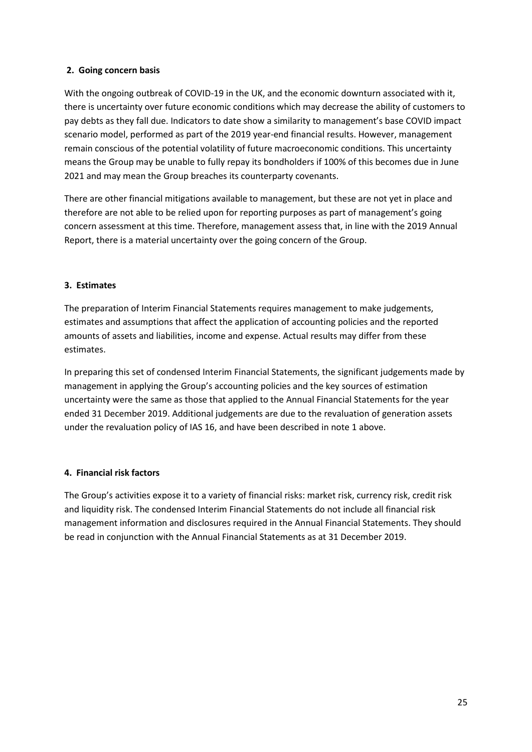## 2. Going concern basis

With the ongoing outbreak of COVID-19 in the UK, and the economic downturn associated with it, there is uncertainty over future economic conditions which may decrease the ability of customers to pay debts as they fall due. Indicators to date show a similarity to management's base COVID impact scenario model, performed as part of the 2019 year-end financial results. However, management remain conscious of the potential volatility of future macroeconomic conditions. This uncertainty means the Group may be unable to fully repay its bondholders if 100% of this becomes due in June 2021 and may mean the Group breaches its counterparty covenants.

There are other financial mitigations available to management, but these are not yet in place and therefore are not able to be relied upon for reporting purposes as part of management's going concern assessment at this time. Therefore, management assess that, in line with the 2019 Annual Report, there is a material uncertainty over the going concern of the Group.

## 3. Estimates

The preparation of Interim Financial Statements requires management to make judgements, estimates and assumptions that affect the application of accounting policies and the reported amounts of assets and liabilities, income and expense. Actual results may differ from these estimates.

In preparing this set of condensed Interim Financial Statements, the significant judgements made by management in applying the Group's accounting policies and the key sources of estimation uncertainty were the same as those that applied to the Annual Financial Statements for the year ended 31 December 2019. Additional judgements are due to the revaluation of generation assets under the revaluation policy of IAS 16, and have been described in note 1 above.

## 4. Financial risk factors

The Group's activities expose it to a variety of financial risks: market risk, currency risk, credit risk and liquidity risk. The condensed Interim Financial Statements do not include all financial risk management information and disclosures required in the Annual Financial Statements. They should be read in conjunction with the Annual Financial Statements as at 31 December 2019.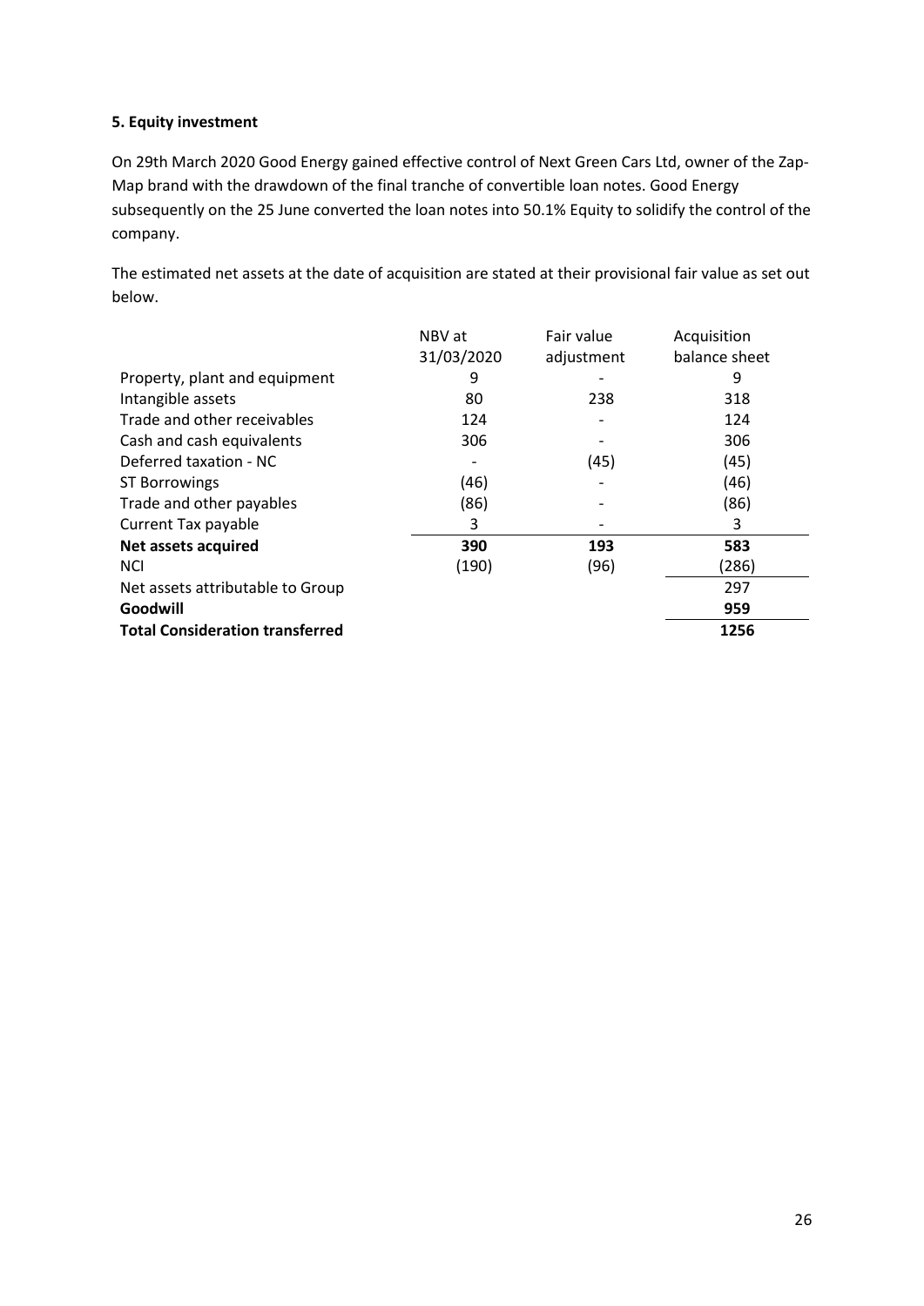**5. Equity investment**

On 29th March 2020 Good Energy gained effective control of Next Green Cars Ltd, owner of the Zap-Map brand with the drawdown of the final tranche of convertible loan notes. Good Energy subsequently on the 25 June converted the loan notes into 50.1% Equity to solidify the control of the company.

The estimated net assets at the date of acquisition are stated at their provisional fair value as set out below.

| | NBV at 31/03/2020 | Fair value adjustment | Acquisition balance sheet |
|---|---|---|---|
| Property, plant and equipment | 9 | - | 9 |
| Intangible assets | 80 | 238 | 318 |
| Trade and other receivables | 124 | - | 124 |
| Cash and cash equivalents | 306 | - | 306 |
| Deferred taxation - NC | - | (45) | (45) |
| ST Borrowings | (46) | - | (46) |
| Trade and other payables | (86) | - | (86) |
| Current Tax payable | 3 | - | 3 |
| **Net assets acquired** | **390** | **193** | **583** |
| NCI | (190) | (96) | (286) |
| Net assets attributable to Group | | | 297 |
| **Goodwill** | | | **959** |
| **Total Consideration transferred** | | | **1256** |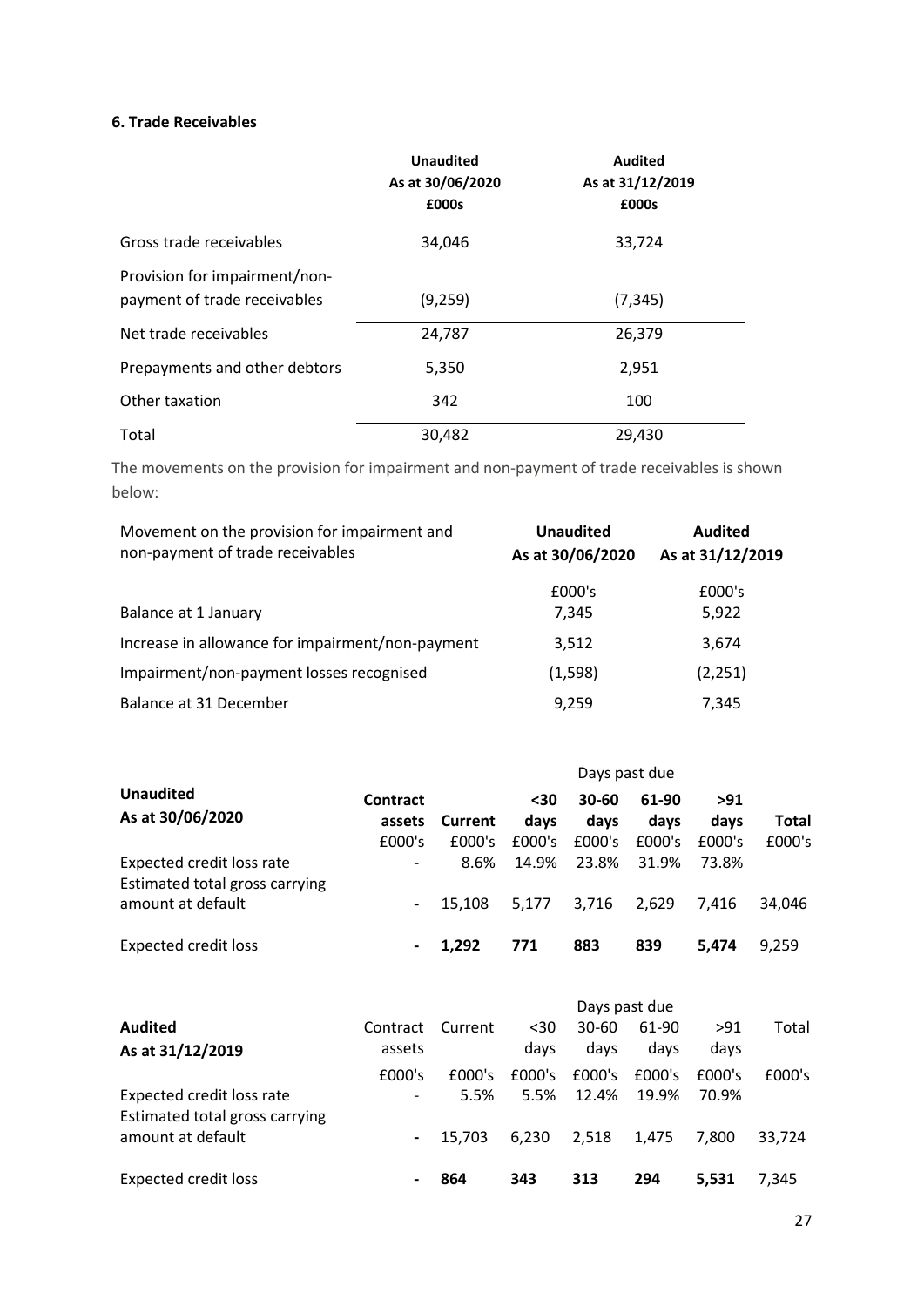### 6. Trade Receivables

| | Unaudited As at 30/06/2020 £000s | Audited As at 31/12/2019 £000s |
|---|---|---|
| Gross trade receivables | 34,046 | 33,724 |
| Provision for impairment/non-payment of trade receivables | (9,259) | (7,345) |
| Net trade receivables | 24,787 | 26,379 |
| Prepayments and other debtors | 5,350 | 2,951 |
| Other taxation | 342 | 100 |
| Total | 30,482 | 29,430 |

The movements on the provision for impairment and non-payment of trade receivables is shown below:

| Movement on the provision for impairment and non-payment of trade receivables | Unaudited As at 30/06/2020 | Audited As at 31/12/2019 |
|---|---|---|
| | £000's | £000's |
| Balance at 1 January | 7,345 | 5,922 |
| Increase in allowance for impairment/non-payment | 3,512 | 3,674 |
| Impairment/non-payment losses recognised | (1,598) | (2,251) |
| Balance at 31 December | 9,259 | 7,345 |

| | | | Days past due | | | | |
|---|---|---|---|---|---|---|---|
| **Unaudited As at 30/06/2020** | **Contract assets** | **Current** | **<30 days** | **30-60 days** | **61-90 days** | **>91 days** | **Total** |
| | £000's | £000's | £000's | £000's | £000's | £000's | £000's |
| Expected credit loss rate | - | 8.6% | 14.9% | 23.8% | 31.9% | 73.8% | |
| Estimated total gross carrying amount at default | - | 15,108 | 5,177 | 3,716 | 2,629 | 7,416 | 34,046 |
| Expected credit loss | - | **1,292** | **771** | **883** | **839** | **5,474** | 9,259 |

| | | | Days past due | | | | |
|---|---|---|---|---|---|---|---|
| **Audited As at 31/12/2019** | Contract assets | Current | <30 days | 30-60 days | 61-90 days | >91 days | Total |
| | £000's | £000's | £000's | £000's | £000's | £000's | £000's |
| Expected credit loss rate | - | 5.5% | 5.5% | 12.4% | 19.9% | 70.9% | |
| Estimated total gross carrying amount at default | - | 15,703 | 6,230 | 2,518 | 1,475 | 7,800 | 33,724 |
| Expected credit loss | - | **864** | **343** | **313** | **294** | **5,531** | 7,345 |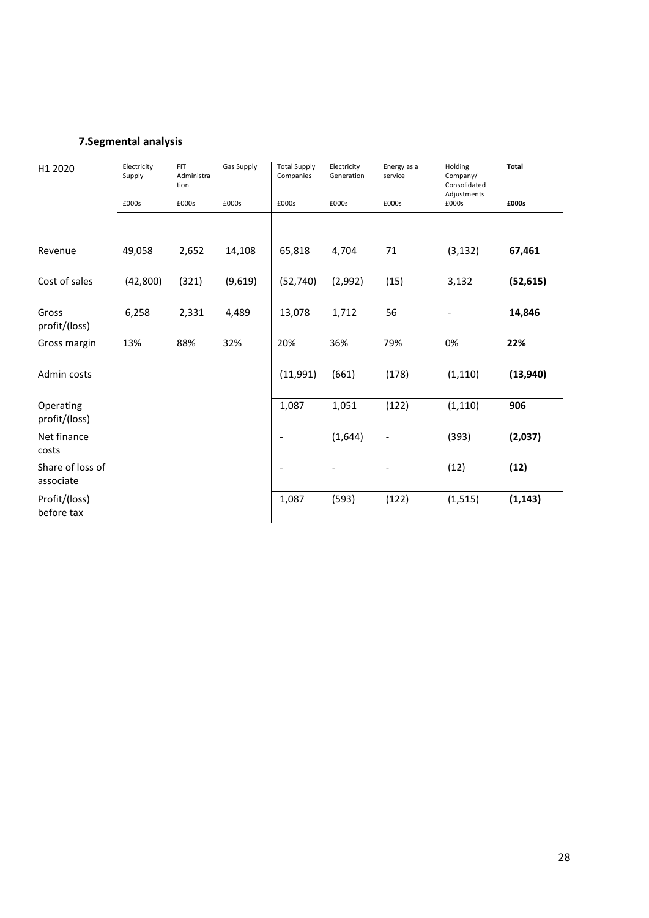## 7.Segmental analysis

| H1 2020 | Electricity Supply | FIT Administration | Gas Supply | Total Supply Companies | Electricity Generation | Energy as a service | Holding Company/ Consolidated Adjustments | **Total** |
|---|---|---|---|---|---|---|---|---|
| | £000s | £000s | £000s | £000s | £000s | £000s | £000s | **£000s** |
| Revenue | 49,058 | 2,652 | 14,108 | 65,818 | 4,704 | 71 | (3,132) | **67,461** |
| Cost of sales | (42,800) | (321) | (9,619) | (52,740) | (2,992) | (15) | 3,132 | **(52,615)** |
| Gross profit/(loss) | 6,258 | 2,331 | 4,489 | 13,078 | 1,712 | 56 | - | **14,846** |
| Gross margin | 13% | 88% | 32% | 20% | 36% | 79% | 0% | **22%** |
| Admin costs | | | | (11,991) | (661) | (178) | (1,110) | **(13,940)** |
| Operating profit/(loss) | | | | 1,087 | 1,051 | (122) | (1,110) | **906** |
| Net finance costs | | | | - | (1,644) | - | (393) | **(2,037)** |
| Share of loss of associate | | | | - | - | - | (12) | **(12)** |
| Profit/(loss) before tax | | | | 1,087 | (593) | (122) | (1,515) | **(1,143)** |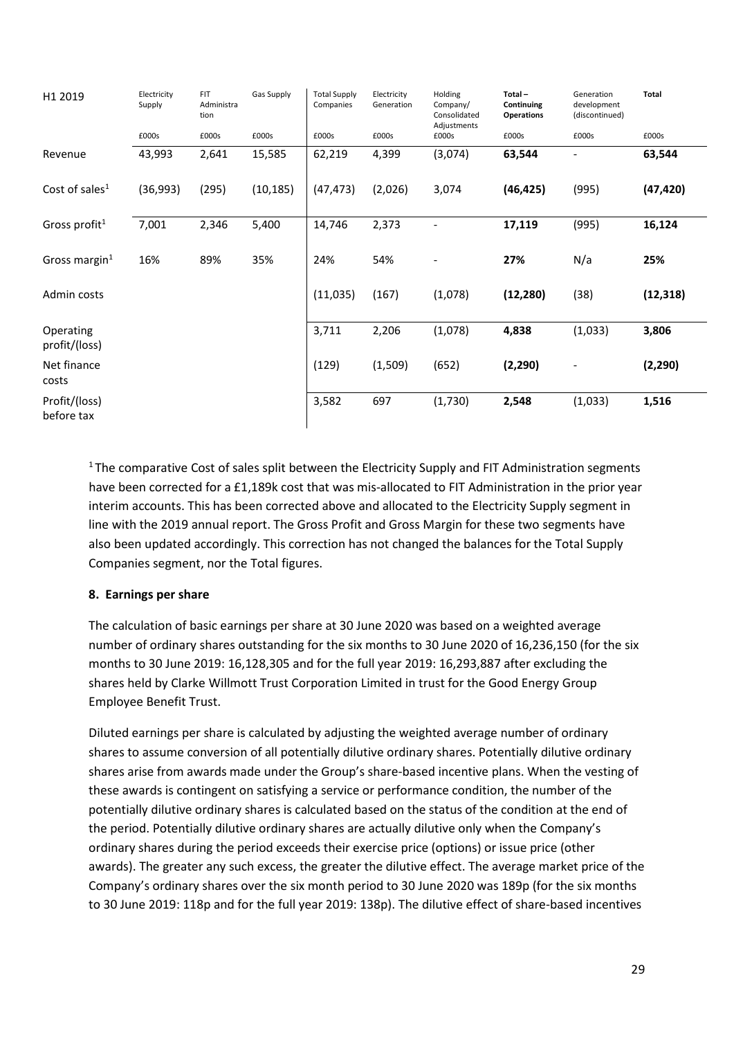| H1 2019 | Electricity Supply | FIT Administration | Gas Supply | Total Supply Companies | Electricity Generation | Holding Company/ Consolidated Adjustments | **Total – Continuing Operations** | Generation development (discontinued) | **Total** |
|---|---|---|---|---|---|---|---|---|---|
| | £000s | £000s | £000s | £000s | £000s | £000s | £000s | £000s | £000s |
| Revenue | 43,993 | 2,641 | 15,585 | 62,219 | 4,399 | (3,074) | **63,544** | - | **63,544** |
| Cost of sales[1] | (36,993) | (295) | (10,185) | (47,473) | (2,026) | 3,074 | **(46,425)** | (995) | **(47,420)** |
| Gross profit[1] | 7,001 | 2,346 | 5,400 | 14,746 | 2,373 | - | **17,119** | (995) | **16,124** |
| Gross margin[1] | 16% | 89% | 35% | 24% | 54% | - | **27%** | N/a | **25%** |
| Admin costs | | | | (11,035) | (167) | (1,078) | **(12,280)** | (38) | **(12,318)** |
| Operating profit/(loss) | | | | 3,711 | 2,206 | (1,078) | **4,838** | (1,033) | **3,806** |
| Net finance costs | | | | (129) | (1,509) | (652) | **(2,290)** | - | **(2,290)** |
| Profit/(loss) before tax | | | | 3,582 | 697 | (1,730) | **2,548** | (1,033) | **1,516** |

[1] The comparative Cost of sales split between the Electricity Supply and FIT Administration segments have been corrected for a £1,189k cost that was mis-allocated to FIT Administration in the prior year interim accounts. This has been corrected above and allocated to the Electricity Supply segment in line with the 2019 annual report. The Gross Profit and Gross Margin for these two segments have also been updated accordingly. This correction has not changed the balances for the Total Supply Companies segment, nor the Total figures.

**8. Earnings per share**

The calculation of basic earnings per share at 30 June 2020 was based on a weighted average number of ordinary shares outstanding for the six months to 30 June 2020 of 16,236,150 (for the six months to 30 June 2019: 16,128,305 and for the full year 2019: 16,293,887 after excluding the shares held by Clarke Willmott Trust Corporation Limited in trust for the Good Energy Group Employee Benefit Trust.

Diluted earnings per share is calculated by adjusting the weighted average number of ordinary shares to assume conversion of all potentially dilutive ordinary shares. Potentially dilutive ordinary shares arise from awards made under the Group's share-based incentive plans. When the vesting of these awards is contingent on satisfying a service or performance condition, the number of the potentially dilutive ordinary shares is calculated based on the status of the condition at the end of the period. Potentially dilutive ordinary shares are actually dilutive only when the Company's ordinary shares during the period exceeds their exercise price (options) or issue price (other awards). The greater any such excess, the greater the dilutive effect. The average market price of the Company's ordinary shares over the six month period to 30 June 2020 was 189p (for the six months to 30 June 2019: 118p and for the full year 2019: 138p). The dilutive effect of share-based incentives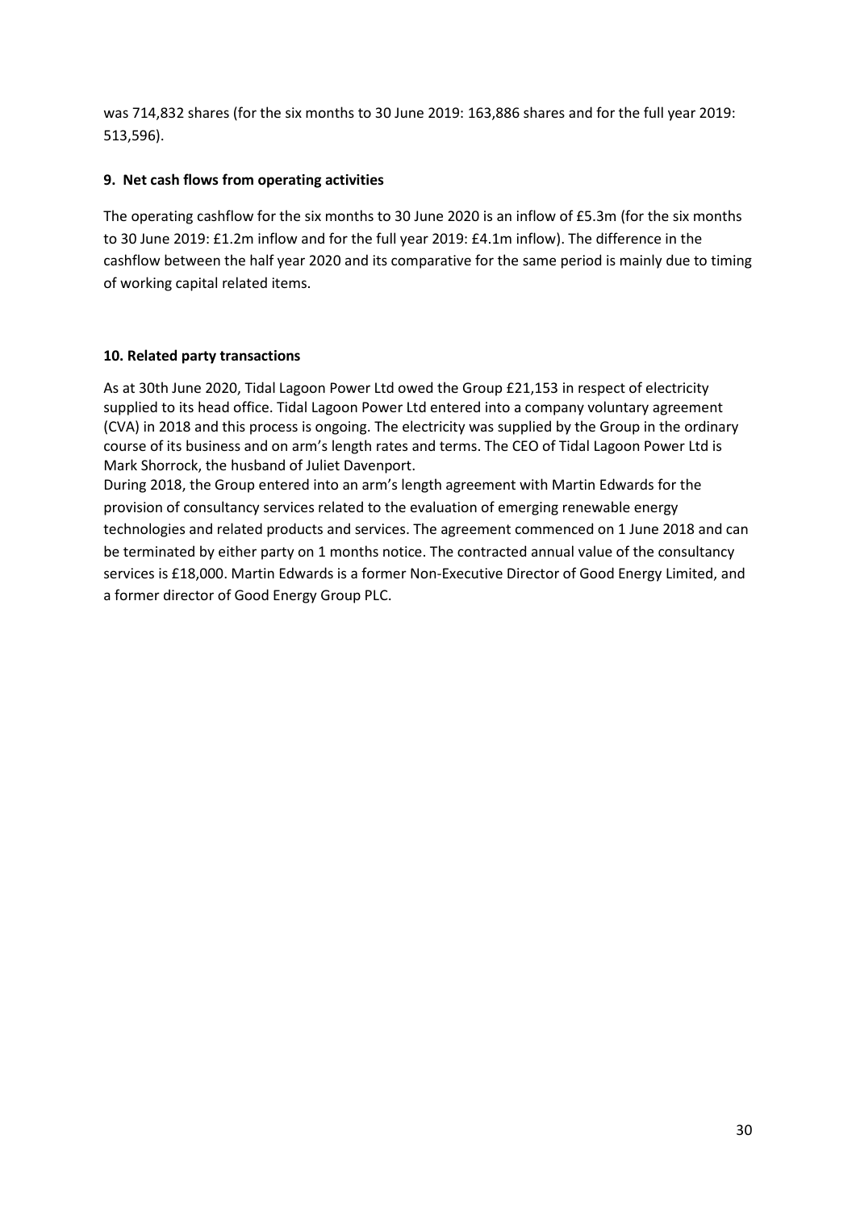was 714,832 shares (for the six months to 30 June 2019: 163,886 shares and for the full year 2019: 513,596).

### 9. Net cash flows from operating activities

The operating cashflow for the six months to 30 June 2020 is an inflow of £5.3m (for the six months to 30 June 2019: £1.2m inflow and for the full year 2019: £4.1m inflow). The difference in the cashflow between the half year 2020 and its comparative for the same period is mainly due to timing of working capital related items.

### 10. Related party transactions

As at 30th June 2020, Tidal Lagoon Power Ltd owed the Group £21,153 in respect of electricity supplied to its head office. Tidal Lagoon Power Ltd entered into a company voluntary agreement (CVA) in 2018 and this process is ongoing. The electricity was supplied by the Group in the ordinary course of its business and on arm's length rates and terms. The CEO of Tidal Lagoon Power Ltd is Mark Shorrock, the husband of Juliet Davenport.

During 2018, the Group entered into an arm's length agreement with Martin Edwards for the provision of consultancy services related to the evaluation of emerging renewable energy technologies and related products and services. The agreement commenced on 1 June 2018 and can be terminated by either party on 1 months notice. The contracted annual value of the consultancy services is £18,000. Martin Edwards is a former Non-Executive Director of Good Energy Limited, and a former director of Good Energy Group PLC.